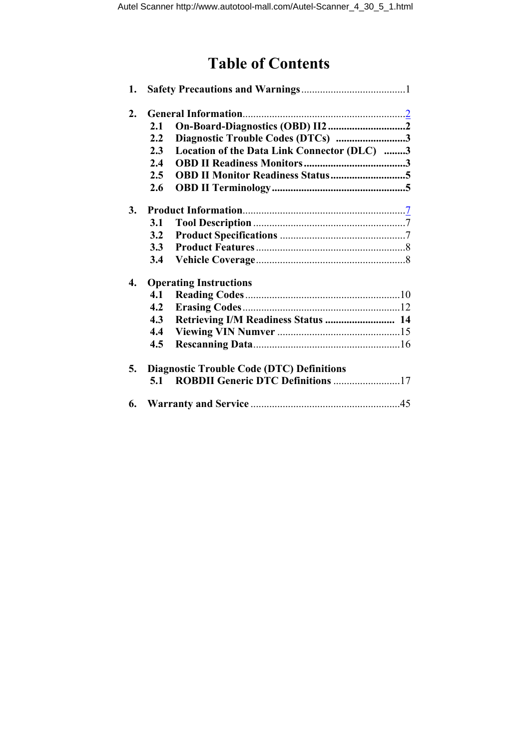# Table of Contents

1. **Safety Precautions and Warnings**.......................................1

2. **General Information**............................................................2
   - 2.1 **On-Board-Diagnostics (OBD) II2**.............................2
   - 2.2 **Diagnostic Trouble Codes (DTCs)** ..........................3
   - 2.3 **Location of the Data Link Connector (DLC)** ........3
   - 2.4 **OBD II Readiness Monitors**......................................3
   - 2.5 **OBD II Monitor Readiness Status**............................5
   - 2.6 **OBD II Terminology**..................................................5

3. **Product Information**............................................................7
   - 3.1 **Tool Description** .........................................................7
   - 3.2 **Product Specifications** ...............................................7
   - 3.3 **Product Features**........................................................8
   - 3.4 **Vehicle Coverage**........................................................8

4. **Operating Instructions**
   - 4.1 **Reading Codes**..........................................................10
   - 4.2 **Erasing Codes**...........................................................12
   - 4.3 **Retrieving I/M Readiness Status** .......................... 14
   - 4.4 **Viewing VIN Numver** ..............................................15
   - 4.5 **Rescanning Data**.......................................................16

5. **Diagnostic Trouble Code (DTC) Definitions**
   - 5.1 **ROBDII Generic DTC Definitions** .........................17

6. **Warranty and Service** ........................................................45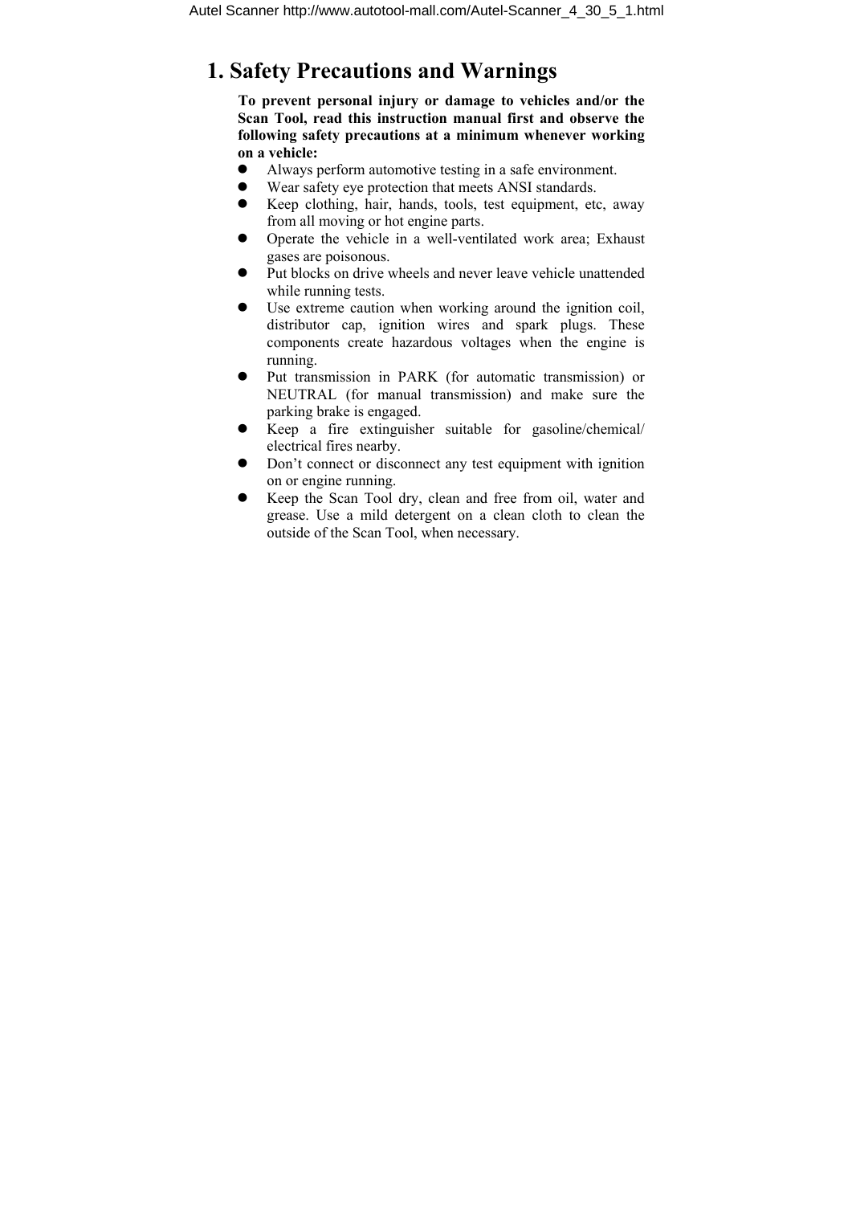# 1. Safety Precautions and Warnings

**To prevent personal injury or damage to vehicles and/or the Scan Tool, read this instruction manual first and observe the following safety precautions at a minimum whenever working on a vehicle:**

- Always perform automotive testing in a safe environment.
- Wear safety eye protection that meets ANSI standards.
- Keep clothing, hair, hands, tools, test equipment, etc, away from all moving or hot engine parts.
- Operate the vehicle in a well-ventilated work area; Exhaust gases are poisonous.
- Put blocks on drive wheels and never leave vehicle unattended while running tests.
- Use extreme caution when working around the ignition coil, distributor cap, ignition wires and spark plugs. These components create hazardous voltages when the engine is running.
- Put transmission in PARK (for automatic transmission) or NEUTRAL (for manual transmission) and make sure the parking brake is engaged.
- Keep a fire extinguisher suitable for gasoline/chemical/ electrical fires nearby.
- Don't connect or disconnect any test equipment with ignition on or engine running.
- Keep the Scan Tool dry, clean and free from oil, water and grease. Use a mild detergent on a clean cloth to clean the outside of the Scan Tool, when necessary.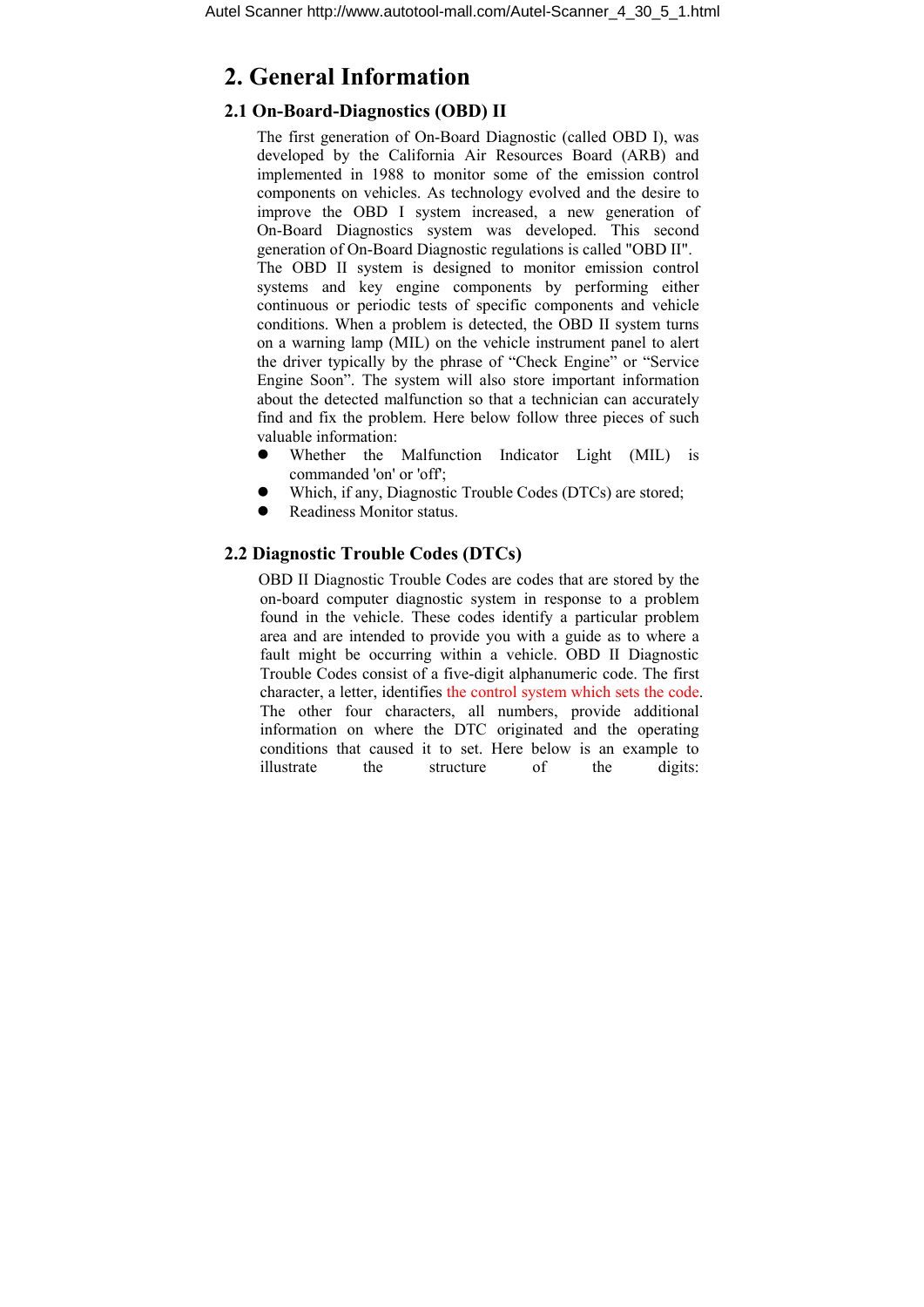# 2. General Information

## 2.1 On-Board-Diagnostics (OBD) II

The first generation of On-Board Diagnostic (called OBD I), was developed by the California Air Resources Board (ARB) and implemented in 1988 to monitor some of the emission control components on vehicles. As technology evolved and the desire to improve the OBD I system increased, a new generation of On-Board Diagnostics system was developed. This second generation of On-Board Diagnostic regulations is called "OBD II".

The OBD II system is designed to monitor emission control systems and key engine components by performing either continuous or periodic tests of specific components and vehicle conditions. When a problem is detected, the OBD II system turns on a warning lamp (MIL) on the vehicle instrument panel to alert the driver typically by the phrase of "Check Engine" or "Service Engine Soon". The system will also store important information about the detected malfunction so that a technician can accurately find and fix the problem. Here below follow three pieces of such valuable information:

- Whether the Malfunction Indicator Light (MIL) is commanded 'on' or 'off';
- Which, if any, Diagnostic Trouble Codes (DTCs) are stored;
- Readiness Monitor status.

## 2.2 Diagnostic Trouble Codes (DTCs)

OBD II Diagnostic Trouble Codes are codes that are stored by the on-board computer diagnostic system in response to a problem found in the vehicle. These codes identify a particular problem area and are intended to provide you with a guide as to where a fault might be occurring within a vehicle. OBD II Diagnostic Trouble Codes consist of a five-digit alphanumeric code. The first character, a letter, identifies the control system which sets the code. The other four characters, all numbers, provide additional information on where the DTC originated and the operating conditions that caused it to set. Here below is an example to illustrate the structure of the digits: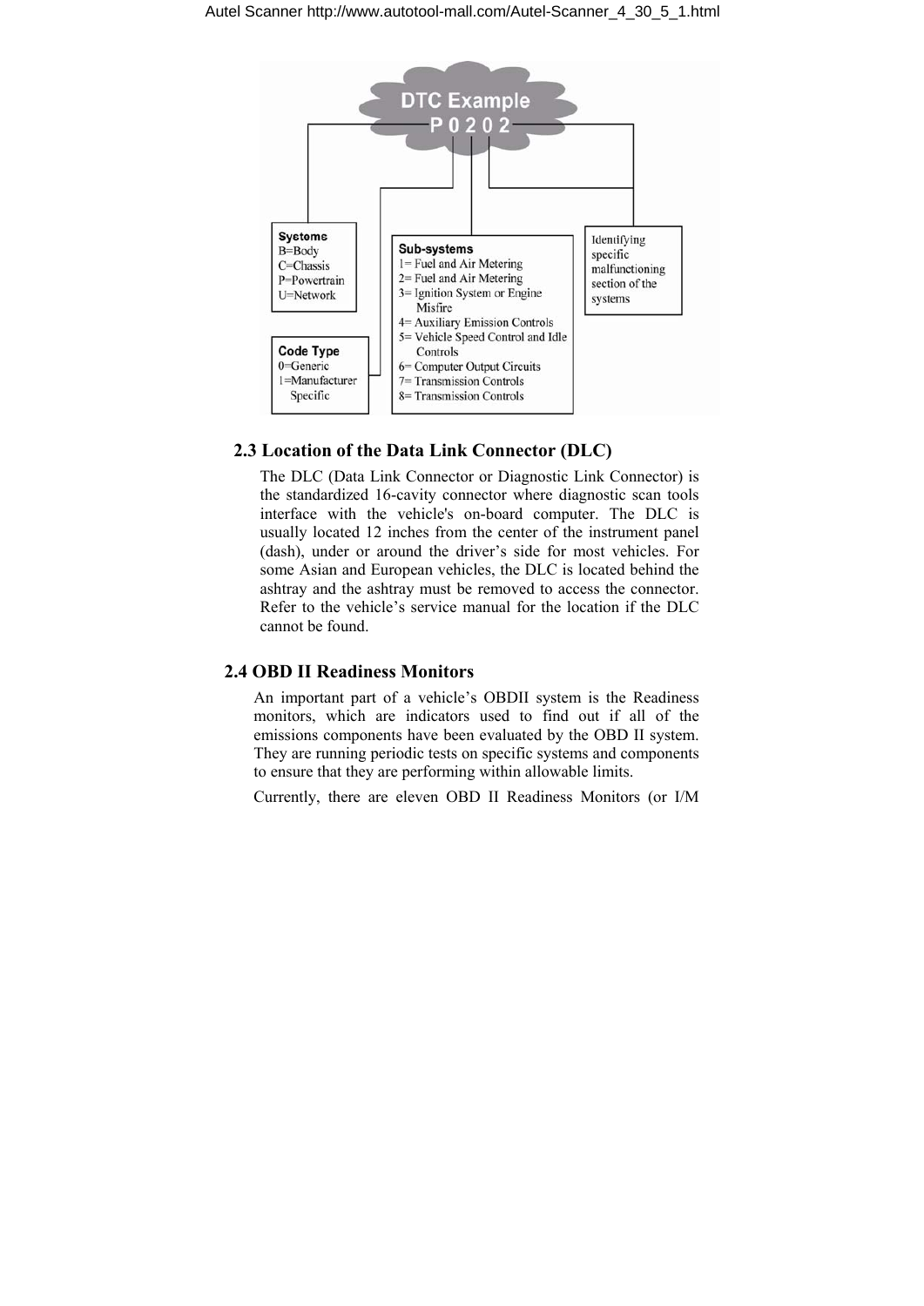**DTC Example**

**P 0 2 0 2**

**Systems**
B=Body
C=Chassis
P=Powertrain
U=Network

**Code Type**
0=Generic
1=Manufacturer Specific

**Sub-systems**
1= Fuel and Air Metering
2= Fuel and Air Metering
3= Ignition System or Engine Misfire
4= Auxiliary Emission Controls
5= Vehicle Speed Control and Idle Controls
6= Computer Output Circuits
7= Transmission Controls
8= Transmission Controls

Identifying specific malfunctioning section of the systems

## 2.3 Location of the Data Link Connector (DLC)

The DLC (Data Link Connector or Diagnostic Link Connector) is the standardized 16-cavity connector where diagnostic scan tools interface with the vehicle's on-board computer. The DLC is usually located 12 inches from the center of the instrument panel (dash), under or around the driver's side for most vehicles. For some Asian and European vehicles, the DLC is located behind the ashtray and the ashtray must be removed to access the connector. Refer to the vehicle's service manual for the location if the DLC cannot be found.

## 2.4 OBD II Readiness Monitors

An important part of a vehicle's OBDII system is the Readiness monitors, which are indicators used to find out if all of the emissions components have been evaluated by the OBD II system. They are running periodic tests on specific systems and components to ensure that they are performing within allowable limits.

Currently, there are eleven OBD II Readiness Monitors (or I/M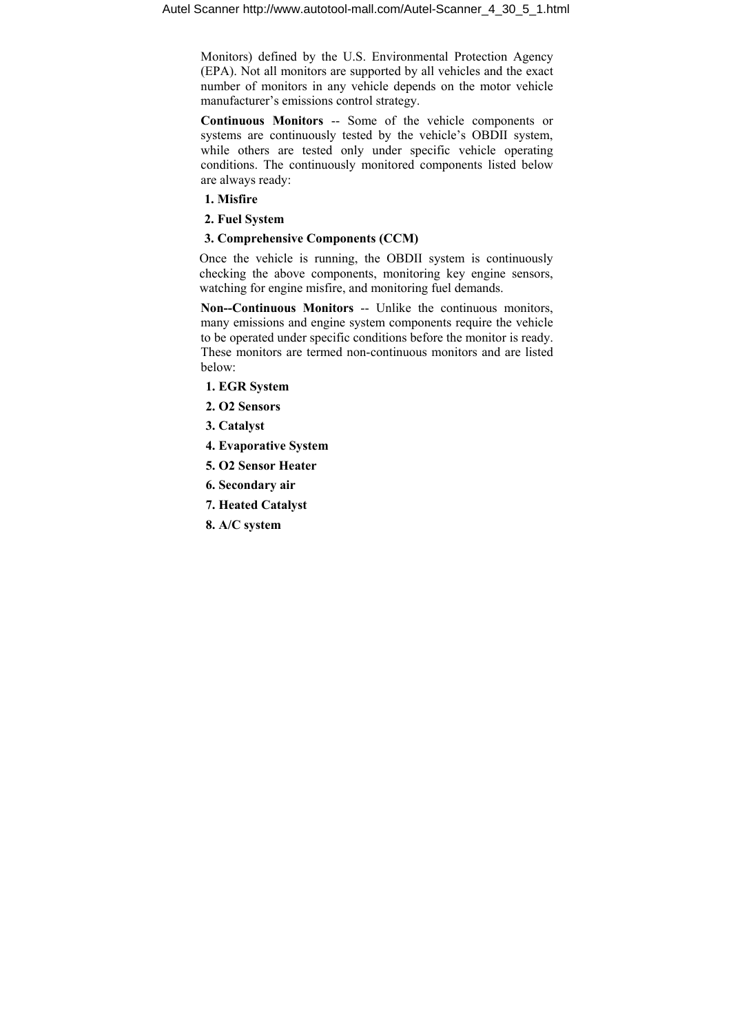Monitors) defined by the U.S. Environmental Protection Agency (EPA). Not all monitors are supported by all vehicles and the exact number of monitors in any vehicle depends on the motor vehicle manufacturer's emissions control strategy.

**Continuous Monitors** -- Some of the vehicle components or systems are continuously tested by the vehicle's OBDII system, while others are tested only under specific vehicle operating conditions. The continuously monitored components listed below are always ready:

**1. Misfire**

**2. Fuel System**

**3. Comprehensive Components (CCM)**

Once the vehicle is running, the OBDII system is continuously checking the above components, monitoring key engine sensors, watching for engine misfire, and monitoring fuel demands.

**Non--Continuous Monitors** -- Unlike the continuous monitors, many emissions and engine system components require the vehicle to be operated under specific conditions before the monitor is ready. These monitors are termed non-continuous monitors and are listed below:

**1. EGR System**

**2. O2 Sensors**

**3. Catalyst**

**4. Evaporative System**

**5. O2 Sensor Heater**

**6. Secondary air**

**7. Heated Catalyst**

**8. A/C system**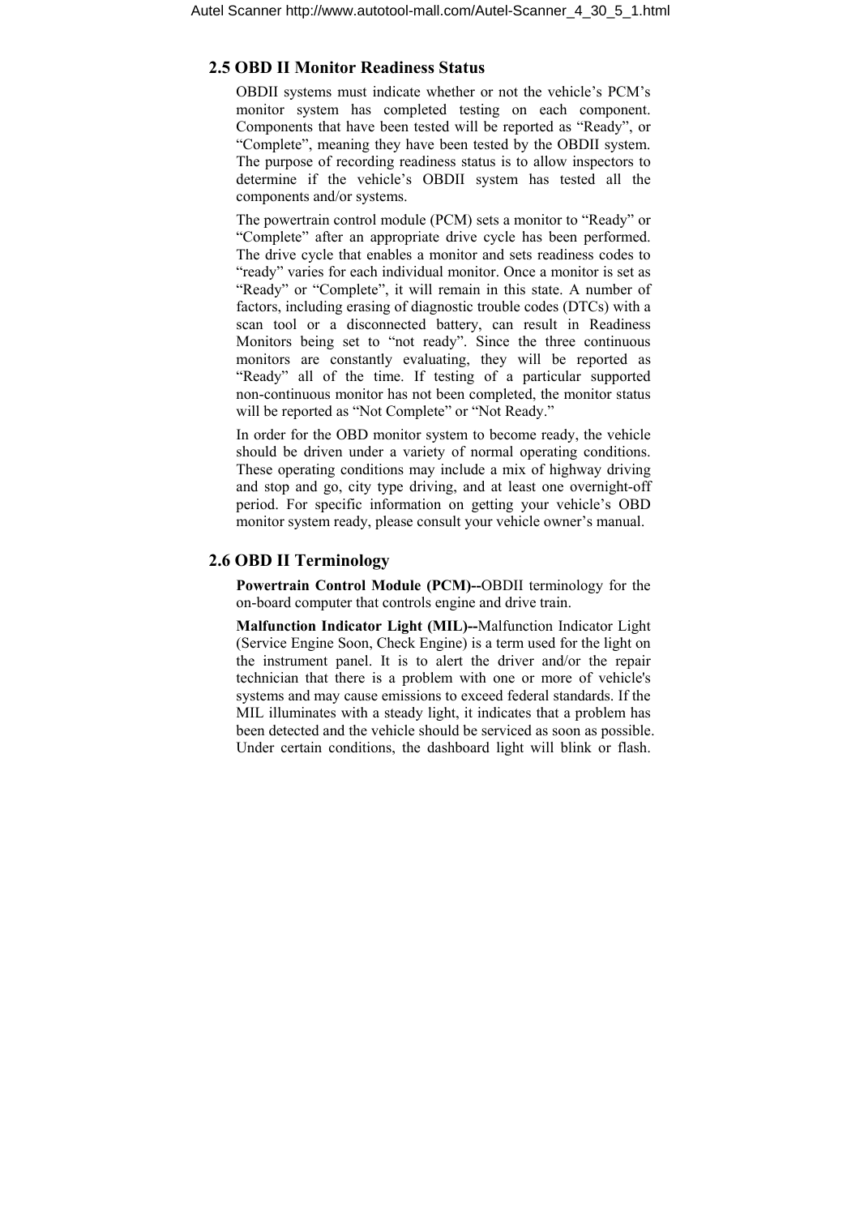## 2.5 OBD II Monitor Readiness Status

OBDII systems must indicate whether or not the vehicle's PCM's monitor system has completed testing on each component. Components that have been tested will be reported as "Ready", or "Complete", meaning they have been tested by the OBDII system. The purpose of recording readiness status is to allow inspectors to determine if the vehicle's OBDII system has tested all the components and/or systems.

The powertrain control module (PCM) sets a monitor to "Ready" or "Complete" after an appropriate drive cycle has been performed. The drive cycle that enables a monitor and sets readiness codes to "ready" varies for each individual monitor. Once a monitor is set as "Ready" or "Complete", it will remain in this state. A number of factors, including erasing of diagnostic trouble codes (DTCs) with a scan tool or a disconnected battery, can result in Readiness Monitors being set to "not ready". Since the three continuous monitors are constantly evaluating, they will be reported as "Ready" all of the time. If testing of a particular supported non-continuous monitor has not been completed, the monitor status will be reported as "Not Complete" or "Not Ready."

In order for the OBD monitor system to become ready, the vehicle should be driven under a variety of normal operating conditions. These operating conditions may include a mix of highway driving and stop and go, city type driving, and at least one overnight-off period. For specific information on getting your vehicle's OBD monitor system ready, please consult your vehicle owner's manual.

## 2.6 OBD II Terminology

**Powertrain Control Module (PCM)--**OBDII terminology for the on-board computer that controls engine and drive train.

**Malfunction Indicator Light (MIL)--**Malfunction Indicator Light (Service Engine Soon, Check Engine) is a term used for the light on the instrument panel. It is to alert the driver and/or the repair technician that there is a problem with one or more of vehicle's systems and may cause emissions to exceed federal standards. If the MIL illuminates with a steady light, it indicates that a problem has been detected and the vehicle should be serviced as soon as possible. Under certain conditions, the dashboard light will blink or flash.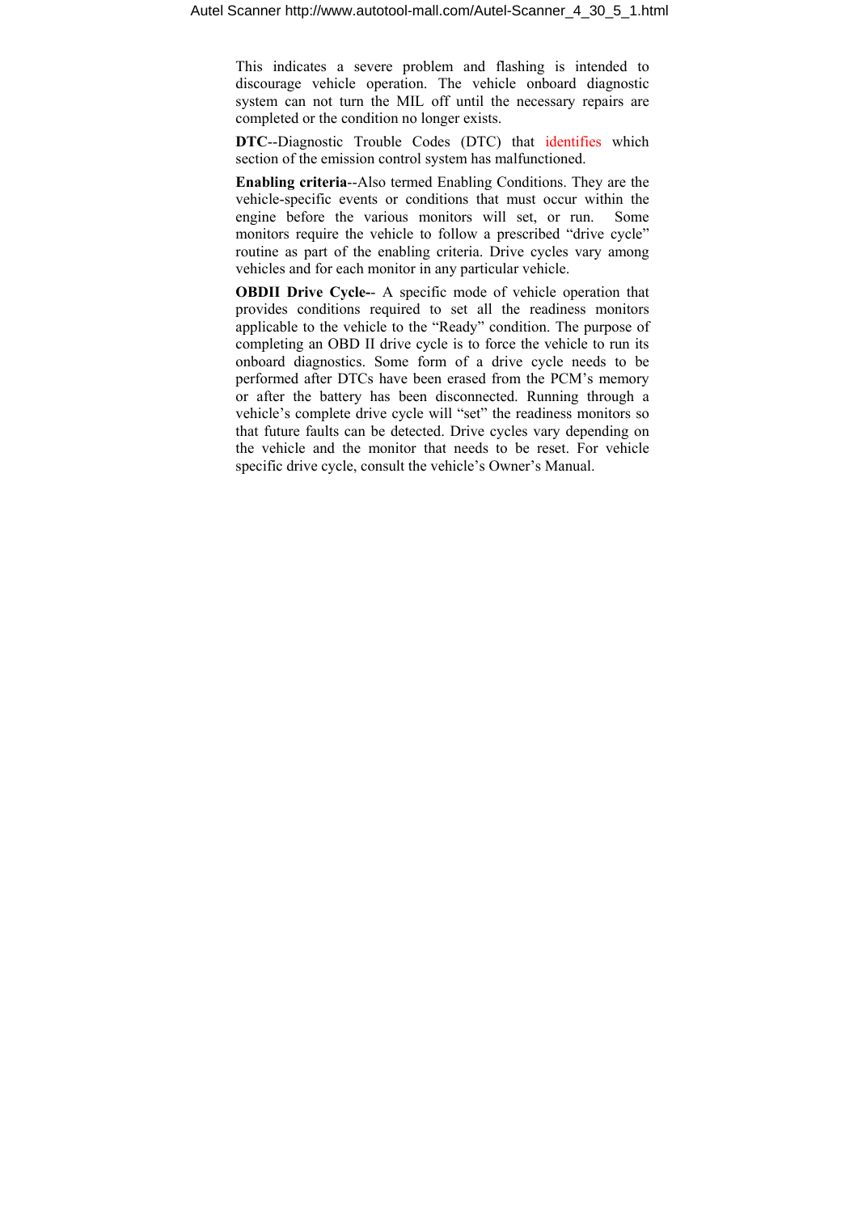This indicates a severe problem and flashing is intended to discourage vehicle operation. The vehicle onboard diagnostic system can not turn the MIL off until the necessary repairs are completed or the condition no longer exists.

**DTC**--Diagnostic Trouble Codes (DTC) that identifies which section of the emission control system has malfunctioned.

**Enabling criteria**--Also termed Enabling Conditions. They are the vehicle-specific events or conditions that must occur within the engine before the various monitors will set, or run. Some monitors require the vehicle to follow a prescribed "drive cycle" routine as part of the enabling criteria. Drive cycles vary among vehicles and for each monitor in any particular vehicle.

**OBDII Drive Cycle**-- A specific mode of vehicle operation that provides conditions required to set all the readiness monitors applicable to the vehicle to the "Ready" condition. The purpose of completing an OBD II drive cycle is to force the vehicle to run its onboard diagnostics. Some form of a drive cycle needs to be performed after DTCs have been erased from the PCM's memory or after the battery has been disconnected. Running through a vehicle's complete drive cycle will "set" the readiness monitors so that future faults can be detected. Drive cycles vary depending on the vehicle and the monitor that needs to be reset. For vehicle specific drive cycle, consult the vehicle's Owner's Manual.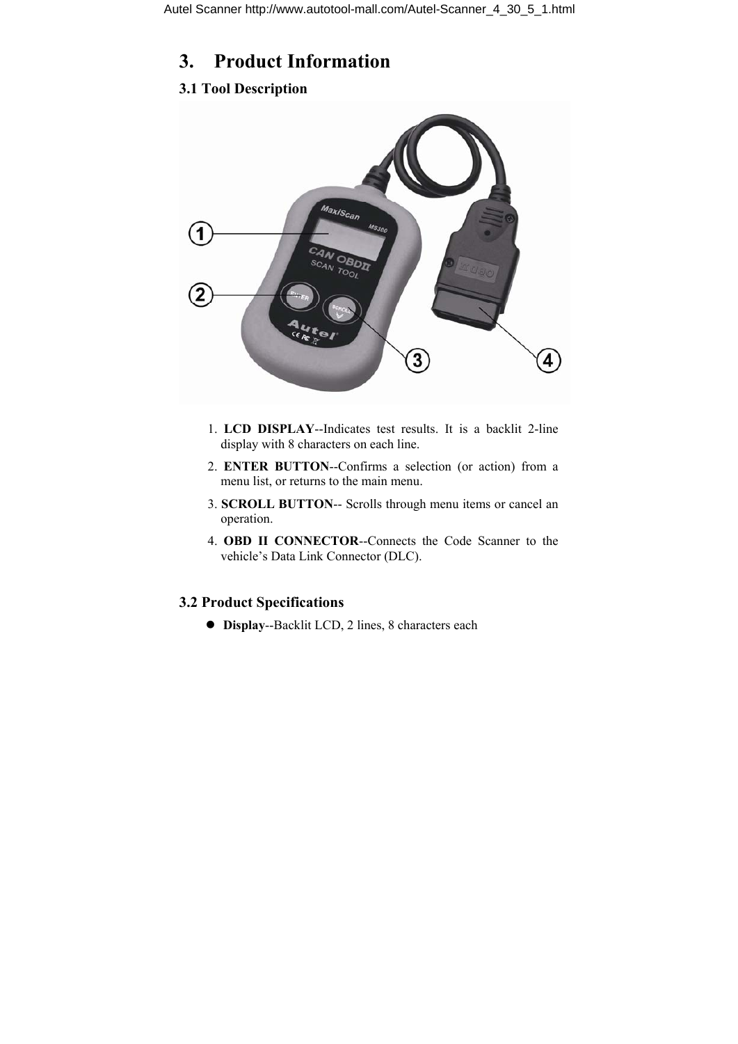## 3. Product Information

### 3.1 Tool Description

1. **LCD DISPLAY**--Indicates test results. It is a backlit 2-line display with 8 characters on each line.
2. **ENTER BUTTON**--Confirms a selection (or action) from a menu list, or returns to the main menu.
3. **SCROLL BUTTON**-- Scrolls through menu items or cancel an operation.
4. **OBD II CONNECTOR**--Connects the Code Scanner to the vehicle's Data Link Connector (DLC).

### 3.2 Product Specifications

- **Display**--Backlit LCD, 2 lines, 8 characters each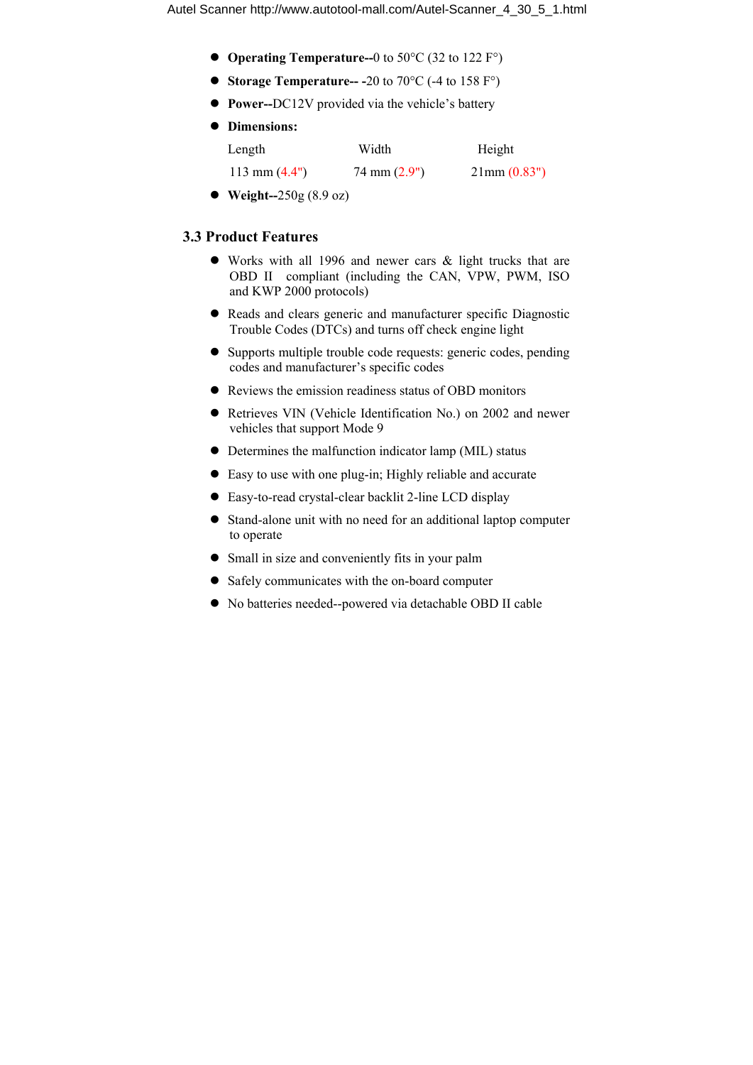- **Operating Temperature--**0 to 50°C (32 to 122 F°)
- **Storage Temperature-- -**20 to 70°C (-4 to 158 F°)
- **Power--**DC12V provided via the vehicle's battery
- **Dimensions:**

| Length | Width | Height |
|---|---|---|
| 113 mm (4.4") | 74 mm (2.9") | 21mm (0.83") |

- **Weight--**250g (8.9 oz)

### 3.3 Product Features

- Works with all 1996 and newer cars & light trucks that are OBD II compliant (including the CAN, VPW, PWM, ISO and KWP 2000 protocols)
- Reads and clears generic and manufacturer specific Diagnostic Trouble Codes (DTCs) and turns off check engine light
- Supports multiple trouble code requests: generic codes, pending codes and manufacturer's specific codes
- Reviews the emission readiness status of OBD monitors
- Retrieves VIN (Vehicle Identification No.) on 2002 and newer vehicles that support Mode 9
- Determines the malfunction indicator lamp (MIL) status
- Easy to use with one plug-in; Highly reliable and accurate
- Easy-to-read crystal-clear backlit 2-line LCD display
- Stand-alone unit with no need for an additional laptop computer to operate
- Small in size and conveniently fits in your palm
- Safely communicates with the on-board computer
- No batteries needed--powered via detachable OBD II cable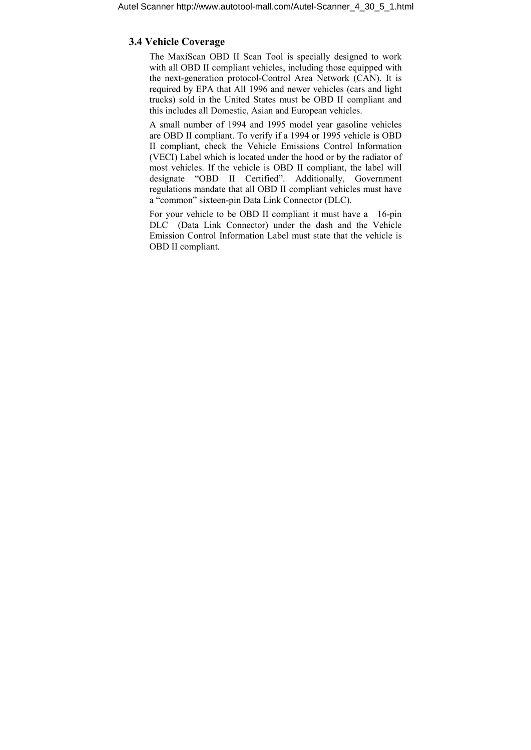## 3.4 Vehicle Coverage

The MaxiScan OBD II Scan Tool is specially designed to work with all OBD II compliant vehicles, including those equipped with the next-generation protocol-Control Area Network (CAN). It is required by EPA that All 1996 and newer vehicles (cars and light trucks) sold in the United States must be OBD II compliant and this includes all Domestic, Asian and European vehicles.

A small number of 1994 and 1995 model year gasoline vehicles are OBD II compliant. To verify if a 1994 or 1995 vehicle is OBD II compliant, check the Vehicle Emissions Control Information (VECI) Label which is located under the hood or by the radiator of most vehicles. If the vehicle is OBD II compliant, the label will designate "OBD II Certified". Additionally, Government regulations mandate that all OBD II compliant vehicles must have a "common" sixteen-pin Data Link Connector (DLC).

For your vehicle to be OBD II compliant it must have a 16-pin DLC (Data Link Connector) under the dash and the Vehicle Emission Control Information Label must state that the vehicle is OBD II compliant.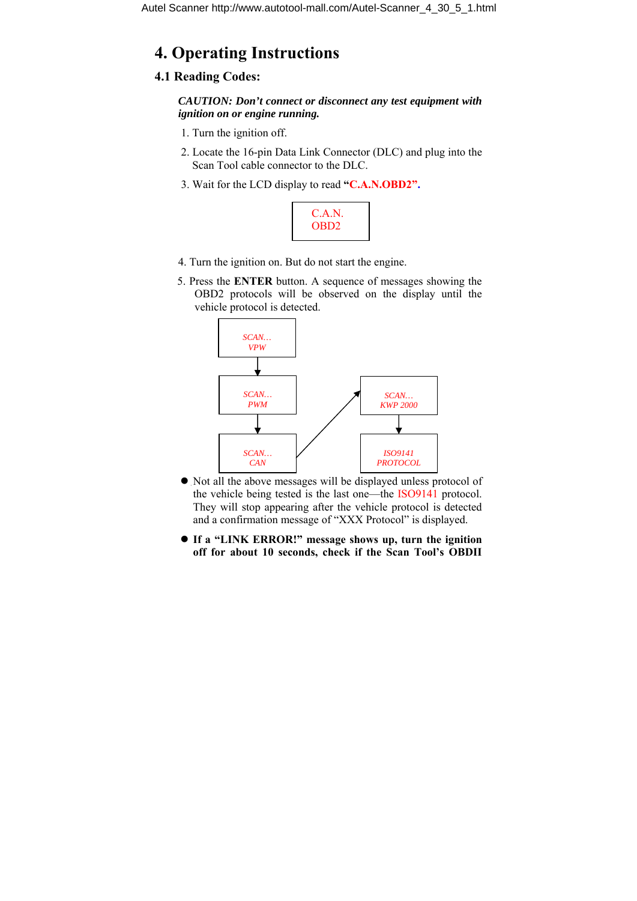# 4. Operating Instructions

## 4.1 Reading Codes:

***CAUTION: Don't connect or disconnect any test equipment with ignition on or engine running.***

1. Turn the ignition off.
2. Locate the 16-pin Data Link Connector (DLC) and plug into the Scan Tool cable connector to the DLC.
3. Wait for the LCD display to read **"C.A.N.OBD2".**

```
C.A.N.
OBD2
```

4. Turn the ignition on. But do not start the engine.
5. Press the **ENTER** button. A sequence of messages showing the OBD2 protocols will be observed on the display until the vehicle protocol is detected.

*SCAN… VPW* → *SCAN… PWM* → *SCAN… CAN* → *SCAN… KWP 2000* → *ISO9141 PROTOCOL*

- Not all the above messages will be displayed unless protocol of the vehicle being tested is the last one—the ISO9141 protocol. They will stop appearing after the vehicle protocol is detected and a confirmation message of "XXX Protocol" is displayed.
- **If a "LINK ERROR!" message shows up, turn the ignition off for about 10 seconds, check if the Scan Tool's OBDII**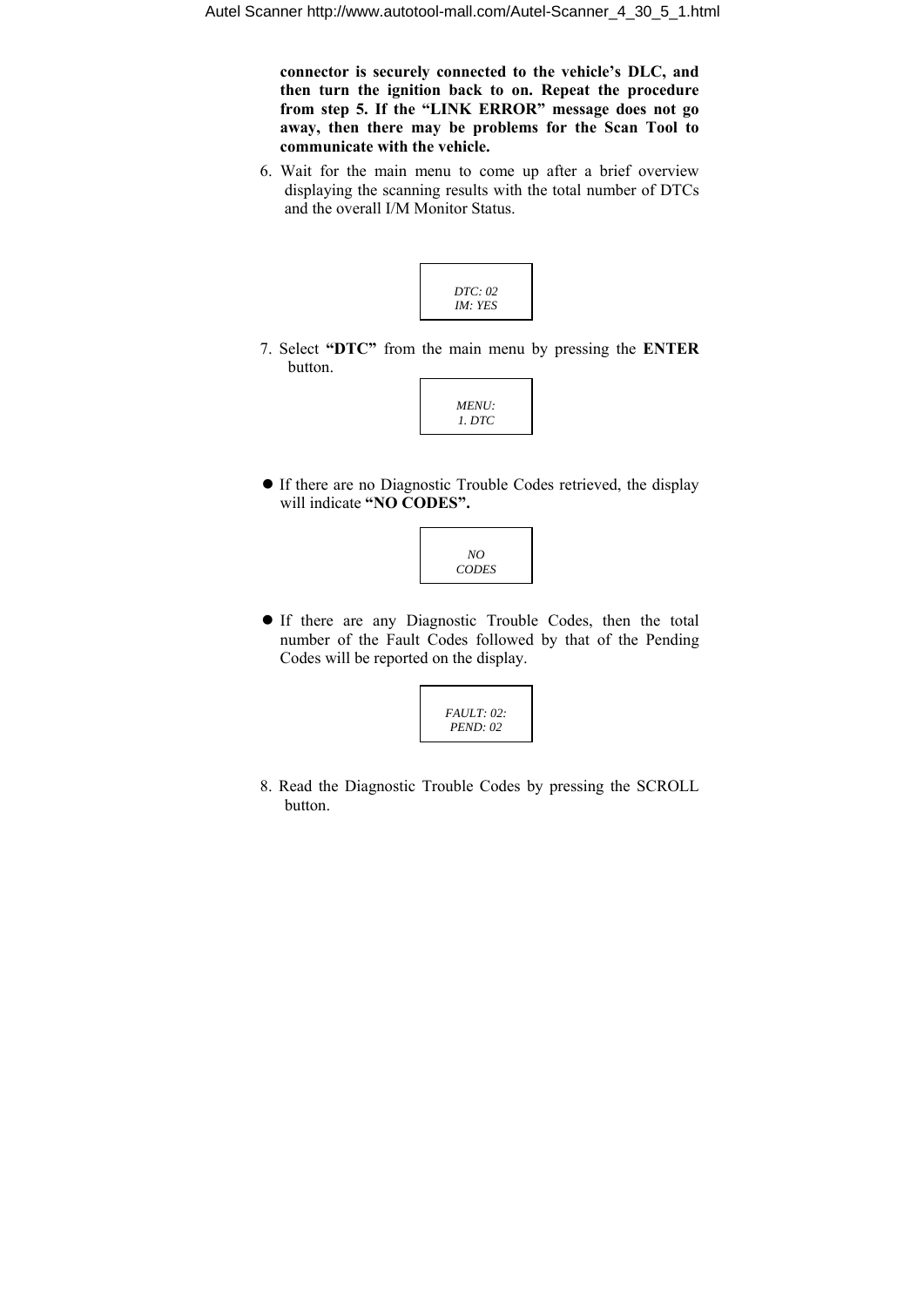**connector is securely connected to the vehicle's DLC, and then turn the ignition back to on. Repeat the procedure from step 5. If the "LINK ERROR" message does not go away, then there may be problems for the Scan Tool to communicate with the vehicle.**

6. Wait for the main menu to come up after a brief overview displaying the scanning results with the total number of DTCs and the overall I/M Monitor Status.

```
DTC: 02
IM: YES
```

7. Select **"DTC"** from the main menu by pressing the **ENTER** button.

```
MENU:
1. DTC
```

- If there are no Diagnostic Trouble Codes retrieved, the display will indicate **"NO CODES".**

```
NO
CODES
```

- If there are any Diagnostic Trouble Codes, then the total number of the Fault Codes followed by that of the Pending Codes will be reported on the display.

```
FAULT: 02:
PEND: 02
```

8. Read the Diagnostic Trouble Codes by pressing the SCROLL button.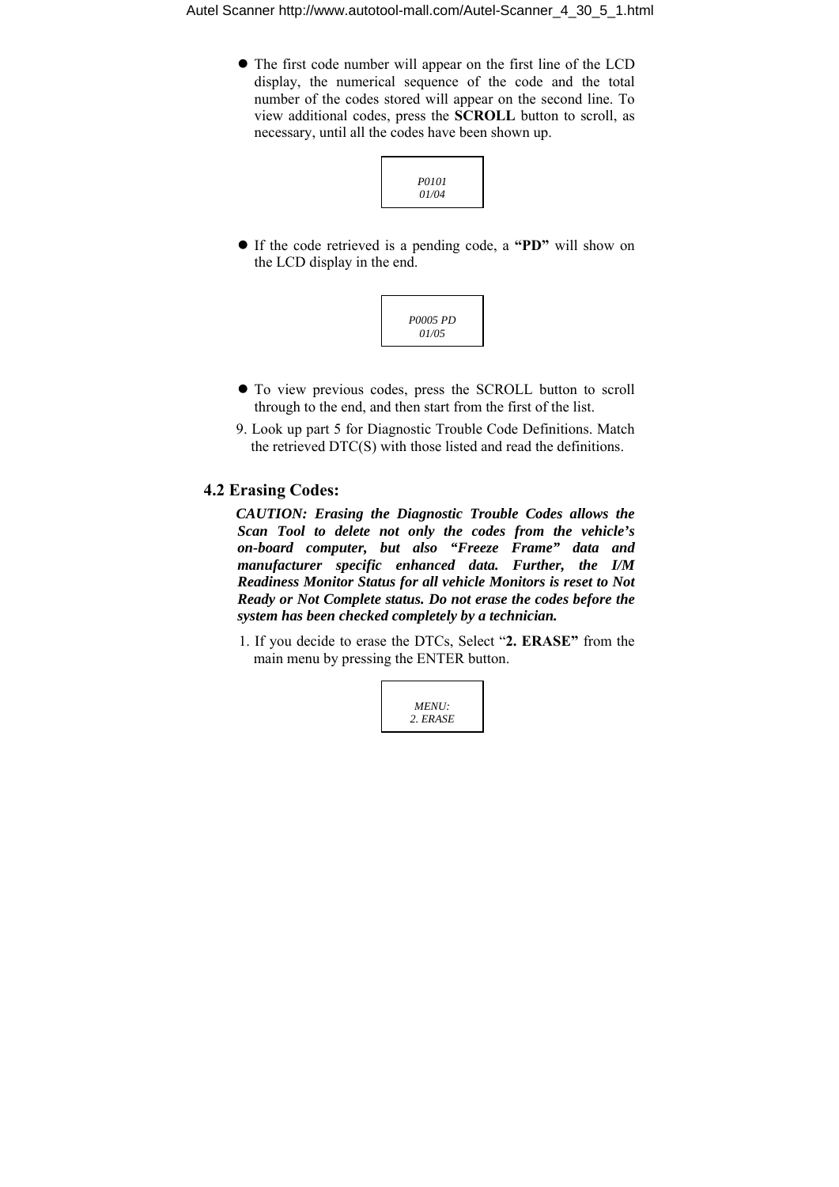- The first code number will appear on the first line of the LCD display, the numerical sequence of the code and the total number of the codes stored will appear on the second line. To view additional codes, press the **SCROLL** button to scroll, as necessary, until all the codes have been shown up.

```
P0101
01/04
```

- If the code retrieved is a pending code, a **"PD"** will show on the LCD display in the end.

```
P0005 PD
01/05
```

- To view previous codes, press the SCROLL button to scroll through to the end, and then start from the first of the list.

9. Look up part 5 for Diagnostic Trouble Code Definitions. Match the retrieved DTC(S) with those listed and read the definitions.

### 4.2 Erasing Codes:

***CAUTION: Erasing the Diagnostic Trouble Codes allows the Scan Tool to delete not only the codes from the vehicle's on-board computer, but also "Freeze Frame" data and manufacturer specific enhanced data. Further, the I/M Readiness Monitor Status for all vehicle Monitors is reset to Not Ready or Not Complete status. Do not erase the codes before the system has been checked completely by a technician.***

1. If you decide to erase the DTCs, Select "**2. ERASE"** from the main menu by pressing the ENTER button.

```
MENU:
2. ERASE
```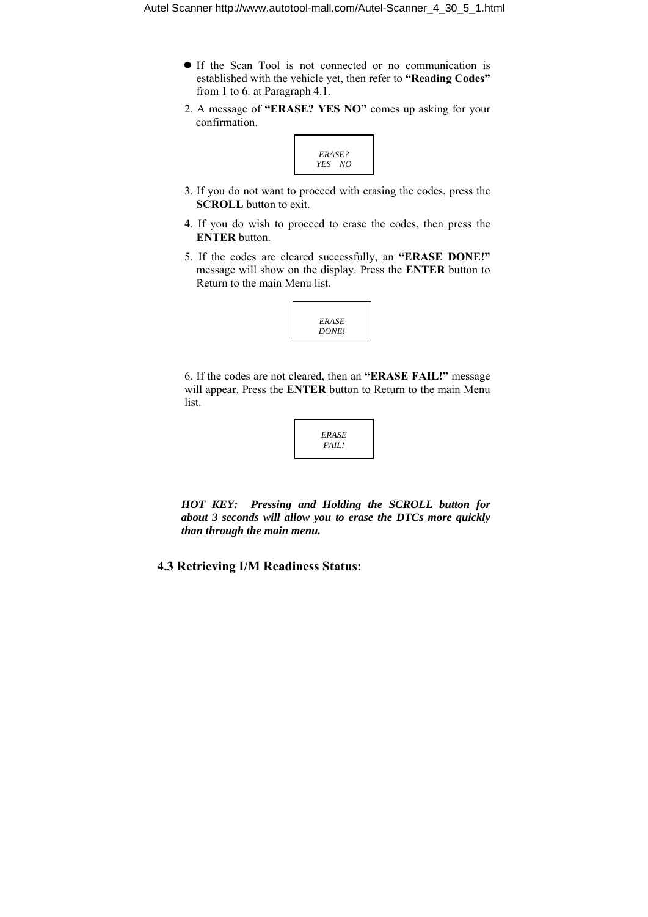- If the Scan Tool is not connected or no communication is established with the vehicle yet, then refer to **"Reading Codes"** from 1 to 6. at Paragraph 4.1.

2. A message of **"ERASE? YES NO"** comes up asking for your confirmation.

```
ERASE?
YES   NO
```

3. If you do not want to proceed with erasing the codes, press the **SCROLL** button to exit.

4. If you do wish to proceed to erase the codes, then press the **ENTER** button.

5. If the codes are cleared successfully, an **"ERASE DONE!"** message will show on the display. Press the **ENTER** button to Return to the main Menu list.

```
ERASE
DONE!
```

6. If the codes are not cleared, then an **"ERASE FAIL!"** message will appear. Press the **ENTER** button to Return to the main Menu list.

```
ERASE
FAIL!
```

***HOT KEY: Pressing and Holding the SCROLL button for about 3 seconds will allow you to erase the DTCs more quickly than through the main menu.***

## 4.3 Retrieving I/M Readiness Status: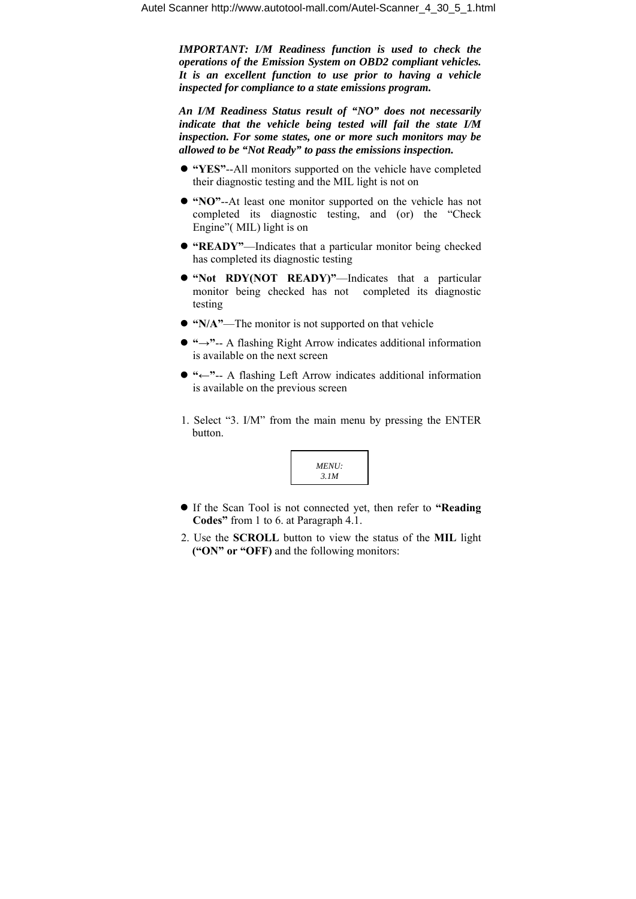***IMPORTANT: I/M Readiness function is used to check the operations of the Emission System on OBD2 compliant vehicles. It is an excellent function to use prior to having a vehicle inspected for compliance to a state emissions program.***

***An I/M Readiness Status result of "NO" does not necessarily indicate that the vehicle being tested will fail the state I/M inspection. For some states, one or more such monitors may be allowed to be "Not Ready" to pass the emissions inspection.***

- **"YES"**--All monitors supported on the vehicle have completed their diagnostic testing and the MIL light is not on
- **"NO"**--At least one monitor supported on the vehicle has not completed its diagnostic testing, and (or) the "Check Engine"( MIL) light is on
- **"READY"**—Indicates that a particular monitor being checked has completed its diagnostic testing
- **"Not RDY(NOT READY)"**—Indicates that a particular monitor being checked has not completed its diagnostic testing
- **"N/A"**—The monitor is not supported on that vehicle
- **"→"**-- A flashing Right Arrow indicates additional information is available on the next screen
- **"←"**-- A flashing Left Arrow indicates additional information is available on the previous screen

1. Select "3. I/M" from the main menu by pressing the ENTER button.

```
MENU:
3.1M
```

- If the Scan Tool is not connected yet, then refer to **"Reading Codes"** from 1 to 6. at Paragraph 4.1.

2. Use the **SCROLL** button to view the status of the **MIL** light **("ON" or "OFF)** and the following monitors: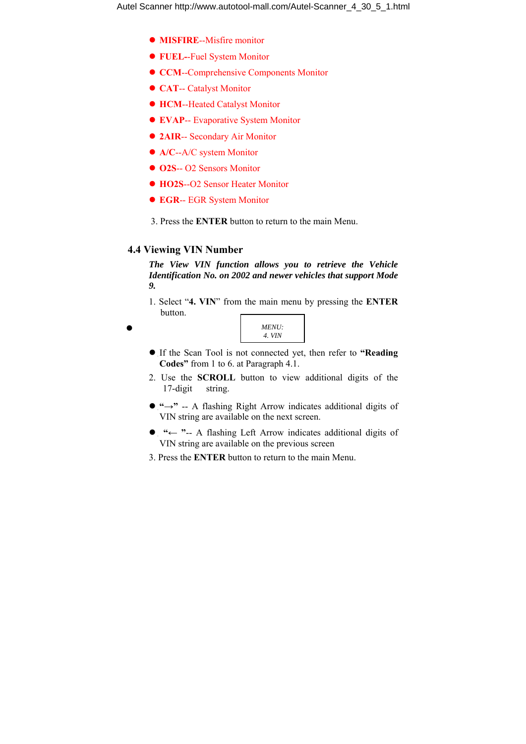- **MISFIRE**--Misfire monitor
- **FUEL**--Fuel System Monitor
- **CCM**--Comprehensive Components Monitor
- **CAT**-- Catalyst Monitor
- **HCM**--Heated Catalyst Monitor
- **EVAP**-- Evaporative System Monitor
- **2AIR**-- Secondary Air Monitor
- **A/C**--A/C system Monitor
- **O2S**-- O2 Sensors Monitor
- **HO2S**--O2 Sensor Heater Monitor
- **EGR**-- EGR System Monitor

3. Press the **ENTER** button to return to the main Menu.

## 4.4 Viewing VIN Number

***The View VIN function allows you to retrieve the Vehicle Identification No. on 2002 and newer vehicles that support Mode 9.***

1. Select "**4. VIN**" from the main menu by pressing the **ENTER** button.

```
MENU:
4. VIN
```

- If the Scan Tool is not connected yet, then refer to **"Reading Codes"** from 1 to 6. at Paragraph 4.1.

2. Use the **SCROLL** button to view additional digits of the 17-digit string.

- **"→"** -- A flashing Right Arrow indicates additional digits of VIN string are available on the next screen.
- **"← "**-- A flashing Left Arrow indicates additional digits of VIN string are available on the previous screen

3. Press the **ENTER** button to return to the main Menu.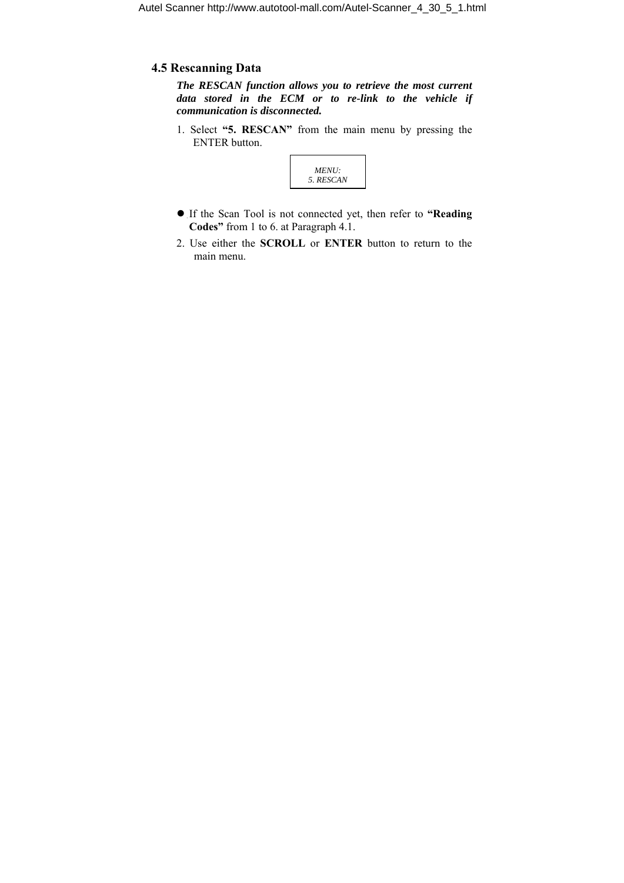## 4.5 Rescanning Data

***The RESCAN function allows you to retrieve the most current data stored in the ECM or to re-link to the vehicle if communication is disconnected.***

1. Select **"5. RESCAN"** from the main menu by pressing the ENTER button.

```
MENU:
5. RESCAN
```

- If the Scan Tool is not connected yet, then refer to **"Reading Codes"** from 1 to 6. at Paragraph 4.1.

2. Use either the **SCROLL** or **ENTER** button to return to the main menu.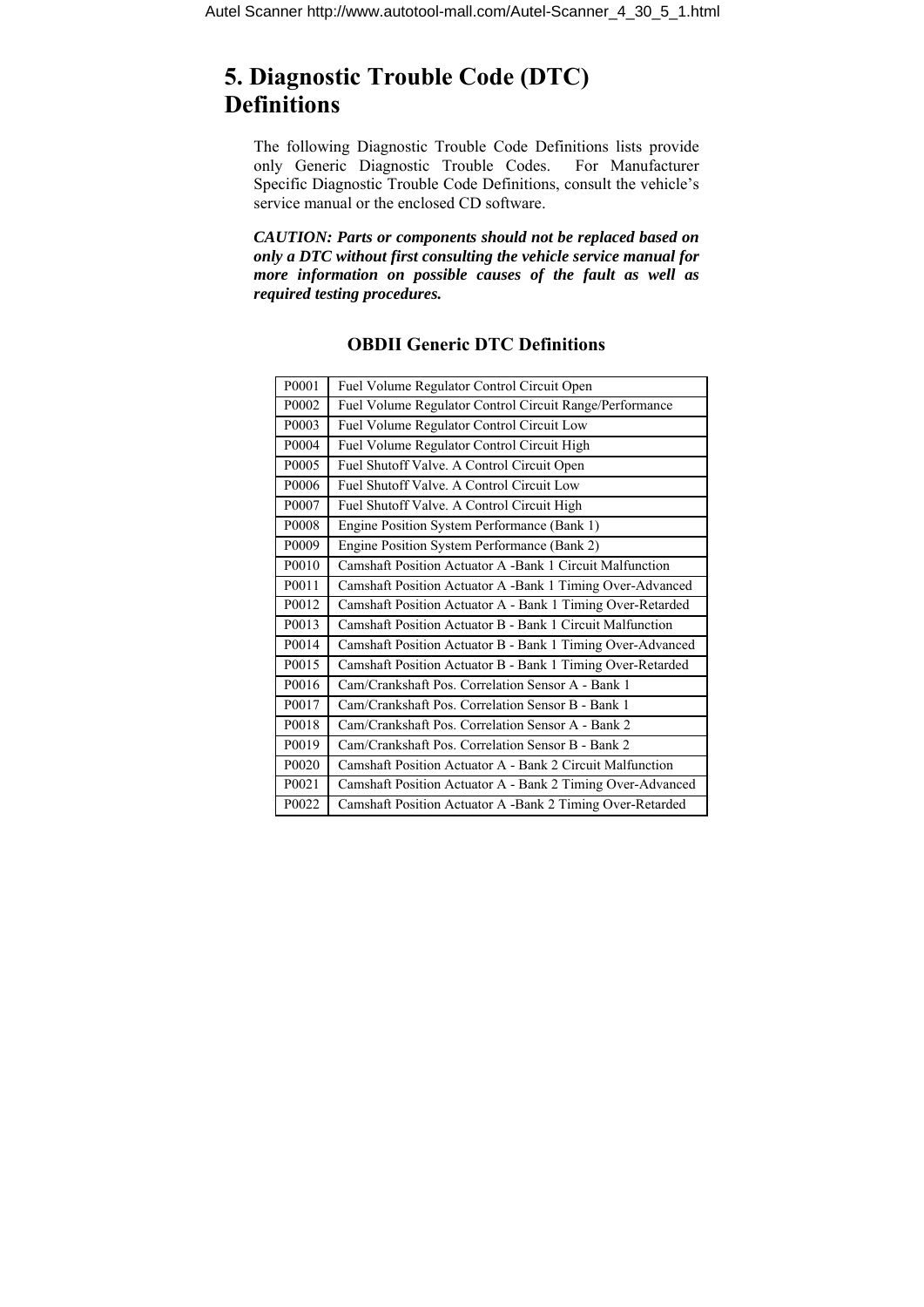# 5. Diagnostic Trouble Code (DTC) Definitions

The following Diagnostic Trouble Code Definitions lists provide only Generic Diagnostic Trouble Codes. For Manufacturer Specific Diagnostic Trouble Code Definitions, consult the vehicle's service manual or the enclosed CD software.

***CAUTION: Parts or components should not be replaced based on only a DTC without first consulting the vehicle service manual for more information on possible causes of the fault as well as required testing procedures.***

## OBDII Generic DTC Definitions

| | |
|---|---|
| P0001 | Fuel Volume Regulator Control Circuit Open |
| P0002 | Fuel Volume Regulator Control Circuit Range/Performance |
| P0003 | Fuel Volume Regulator Control Circuit Low |
| P0004 | Fuel Volume Regulator Control Circuit High |
| P0005 | Fuel Shutoff Valve. A Control Circuit Open |
| P0006 | Fuel Shutoff Valve. A Control Circuit Low |
| P0007 | Fuel Shutoff Valve. A Control Circuit High |
| P0008 | Engine Position System Performance (Bank 1) |
| P0009 | Engine Position System Performance (Bank 2) |
| P0010 | Camshaft Position Actuator A -Bank 1 Circuit Malfunction |
| P0011 | Camshaft Position Actuator A -Bank 1 Timing Over-Advanced |
| P0012 | Camshaft Position Actuator A - Bank 1 Timing Over-Retarded |
| P0013 | Camshaft Position Actuator B - Bank 1 Circuit Malfunction |
| P0014 | Camshaft Position Actuator B - Bank 1 Timing Over-Advanced |
| P0015 | Camshaft Position Actuator B - Bank 1 Timing Over-Retarded |
| P0016 | Cam/Crankshaft Pos. Correlation Sensor A - Bank 1 |
| P0017 | Cam/Crankshaft Pos. Correlation Sensor B - Bank 1 |
| P0018 | Cam/Crankshaft Pos. Correlation Sensor A - Bank 2 |
| P0019 | Cam/Crankshaft Pos. Correlation Sensor B - Bank 2 |
| P0020 | Camshaft Position Actuator A - Bank 2 Circuit Malfunction |
| P0021 | Camshaft Position Actuator A - Bank 2 Timing Over-Advanced |
| P0022 | Camshaft Position Actuator A -Bank 2 Timing Over-Retarded |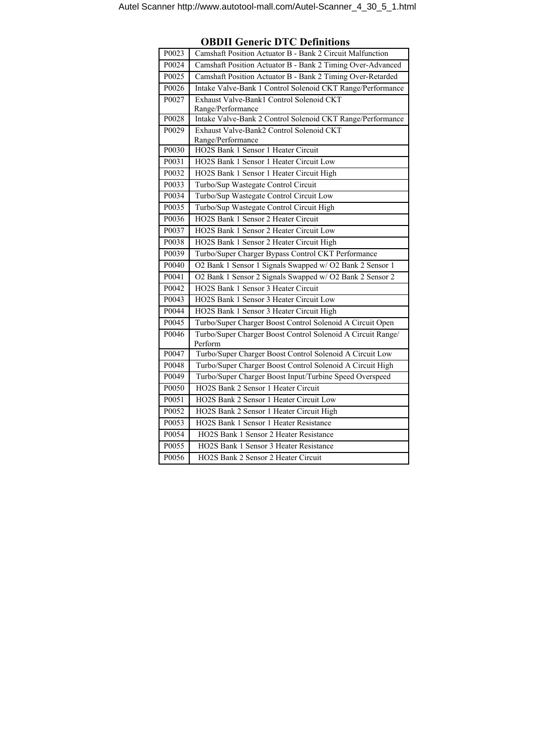## OBDII Generic DTC Definitions

| | |
|---|---|
| P0023 | Camshaft Position Actuator B - Bank 2 Circuit Malfunction |
| P0024 | Camshaft Position Actuator B - Bank 2 Timing Over-Advanced |
| P0025 | Camshaft Position Actuator B - Bank 2 Timing Over-Retarded |
| P0026 | Intake Valve-Bank 1 Control Solenoid CKT Range/Performance |
| P0027 | Exhaust Valve-Bank1 Control Solenoid CKT Range/Performance |
| P0028 | Intake Valve-Bank 2 Control Solenoid CKT Range/Performance |
| P0029 | Exhaust Valve-Bank2 Control Solenoid CKT Range/Performance |
| P0030 | HO2S Bank 1 Sensor 1 Heater Circuit |
| P0031 | HO2S Bank 1 Sensor 1 Heater Circuit Low |
| P0032 | HO2S Bank 1 Sensor 1 Heater Circuit High |
| P0033 | Turbo/Sup Wastegate Control Circuit |
| P0034 | Turbo/Sup Wastegate Control Circuit Low |
| P0035 | Turbo/Sup Wastegate Control Circuit High |
| P0036 | HO2S Bank 1 Sensor 2 Heater Circuit |
| P0037 | HO2S Bank 1 Sensor 2 Heater Circuit Low |
| P0038 | HO2S Bank 1 Sensor 2 Heater Circuit High |
| P0039 | Turbo/Super Charger Bypass Control CKT Performance |
| P0040 | O2 Bank 1 Sensor 1 Signals Swapped w/ O2 Bank 2 Sensor 1 |
| P0041 | O2 Bank 1 Sensor 2 Signals Swapped w/ O2 Bank 2 Sensor 2 |
| P0042 | HO2S Bank 1 Sensor 3 Heater Circuit |
| P0043 | HO2S Bank 1 Sensor 3 Heater Circuit Low |
| P0044 | HO2S Bank 1 Sensor 3 Heater Circuit High |
| P0045 | Turbo/Super Charger Boost Control Solenoid A Circuit Open |
| P0046 | Turbo/Super Charger Boost Control Solenoid A Circuit Range/ Perform |
| P0047 | Turbo/Super Charger Boost Control Solenoid A Circuit Low |
| P0048 | Turbo/Super Charger Boost Control Solenoid A Circuit High |
| P0049 | Turbo/Super Charger Boost Input/Turbine Speed Overspeed |
| P0050 | HO2S Bank 2 Sensor 1 Heater Circuit |
| P0051 | HO2S Bank 2 Sensor 1 Heater Circuit Low |
| P0052 | HO2S Bank 2 Sensor 1 Heater Circuit High |
| P0053 | HO2S Bank 1 Sensor 1 Heater Resistance |
| P0054 | HO2S Bank 1 Sensor 2 Heater Resistance |
| P0055 | HO2S Bank 1 Sensor 3 Heater Resistance |
| P0056 | HO2S Bank 2 Sensor 2 Heater Circuit |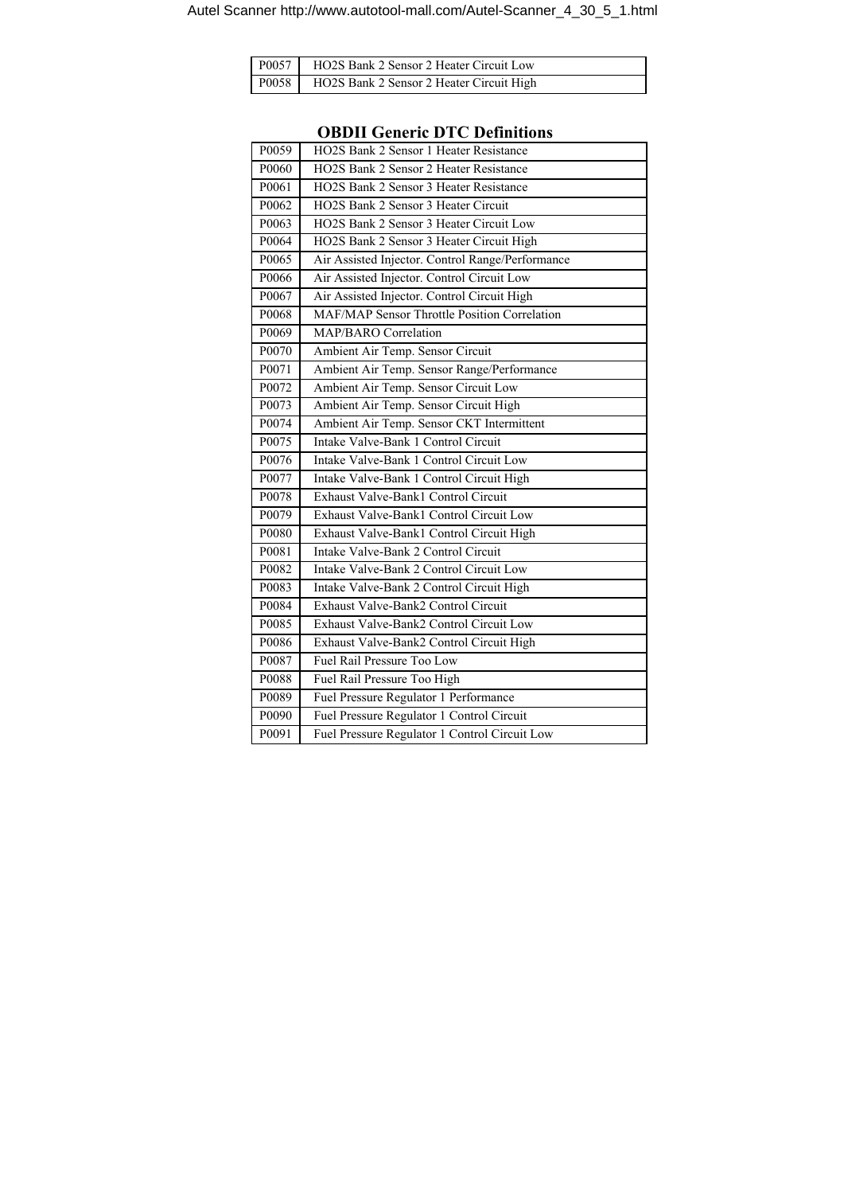| P0057 | HO2S Bank 2 Sensor 2 Heater Circuit Low |
| --- | --- |
| P0058 | HO2S Bank 2 Sensor 2 Heater Circuit High |

## OBDII Generic DTC Definitions

| P0059 | HO2S Bank 2 Sensor 1 Heater Resistance |
| --- | --- |
| P0060 | HO2S Bank 2 Sensor 2 Heater Resistance |
| P0061 | HO2S Bank 2 Sensor 3 Heater Resistance |
| P0062 | HO2S Bank 2 Sensor 3 Heater Circuit |
| P0063 | HO2S Bank 2 Sensor 3 Heater Circuit Low |
| P0064 | HO2S Bank 2 Sensor 3 Heater Circuit High |
| P0065 | Air Assisted Injector. Control Range/Performance |
| P0066 | Air Assisted Injector. Control Circuit Low |
| P0067 | Air Assisted Injector. Control Circuit High |
| P0068 | MAF/MAP Sensor Throttle Position Correlation |
| P0069 | MAP/BARO Correlation |
| P0070 | Ambient Air Temp. Sensor Circuit |
| P0071 | Ambient Air Temp. Sensor Range/Performance |
| P0072 | Ambient Air Temp. Sensor Circuit Low |
| P0073 | Ambient Air Temp. Sensor Circuit High |
| P0074 | Ambient Air Temp. Sensor CKT Intermittent |
| P0075 | Intake Valve-Bank 1 Control Circuit |
| P0076 | Intake Valve-Bank 1 Control Circuit Low |
| P0077 | Intake Valve-Bank 1 Control Circuit High |
| P0078 | Exhaust Valve-Bank1 Control Circuit |
| P0079 | Exhaust Valve-Bank1 Control Circuit Low |
| P0080 | Exhaust Valve-Bank1 Control Circuit High |
| P0081 | Intake Valve-Bank 2 Control Circuit |
| P0082 | Intake Valve-Bank 2 Control Circuit Low |
| P0083 | Intake Valve-Bank 2 Control Circuit High |
| P0084 | Exhaust Valve-Bank2 Control Circuit |
| P0085 | Exhaust Valve-Bank2 Control Circuit Low |
| P0086 | Exhaust Valve-Bank2 Control Circuit High |
| P0087 | Fuel Rail Pressure Too Low |
| P0088 | Fuel Rail Pressure Too High |
| P0089 | Fuel Pressure Regulator 1 Performance |
| P0090 | Fuel Pressure Regulator 1 Control Circuit |
| P0091 | Fuel Pressure Regulator 1 Control Circuit Low |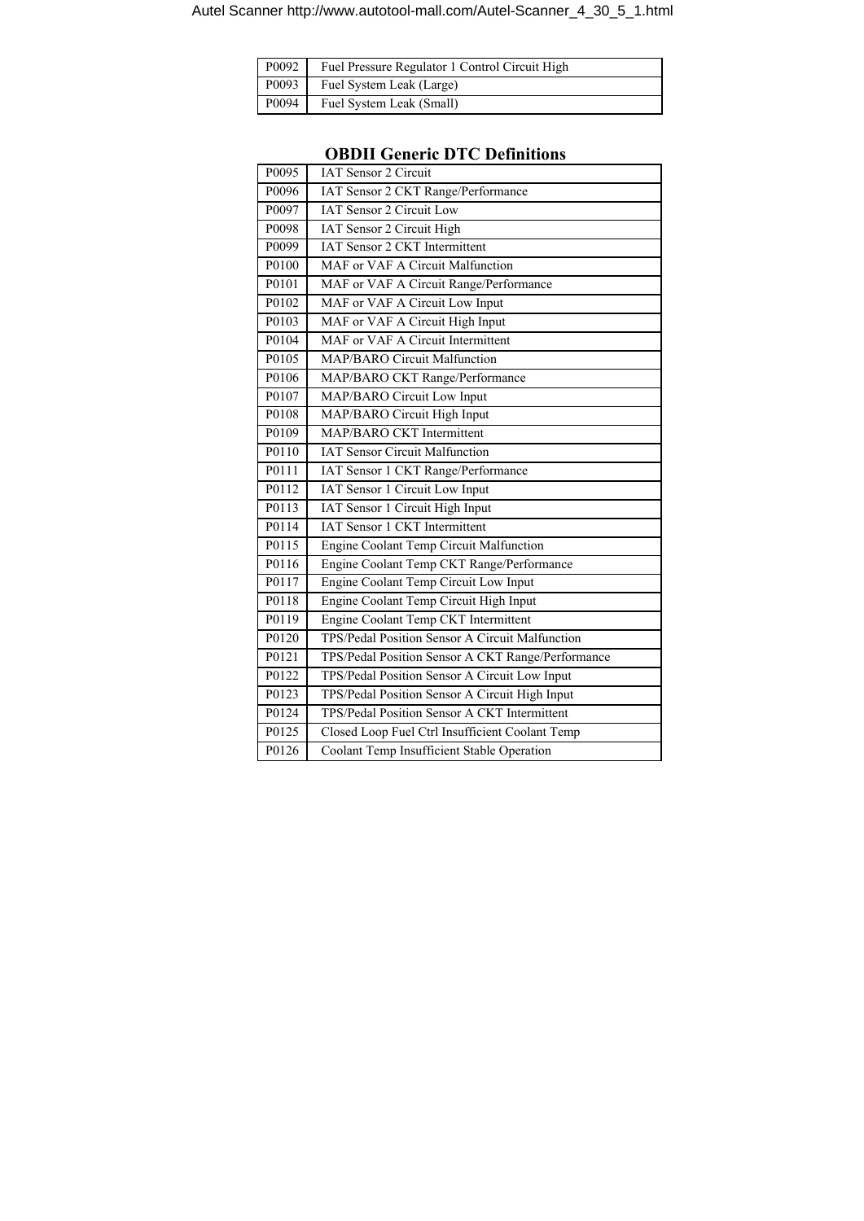| | |
|---|---|
| P0092 | Fuel Pressure Regulator 1 Control Circuit High |
| P0093 | Fuel System Leak (Large) |
| P0094 | Fuel System Leak (Small) |

## OBDII Generic DTC Definitions

| | |
|---|---|
| P0095 | IAT Sensor 2 Circuit |
| P0096 | IAT Sensor 2 CKT Range/Performance |
| P0097 | IAT Sensor 2 Circuit Low |
| P0098 | IAT Sensor 2 Circuit High |
| P0099 | IAT Sensor 2 CKT Intermittent |
| P0100 | MAF or VAF A Circuit Malfunction |
| P0101 | MAF or VAF A Circuit Range/Performance |
| P0102 | MAF or VAF A Circuit Low Input |
| P0103 | MAF or VAF A Circuit High Input |
| P0104 | MAF or VAF A Circuit Intermittent |
| P0105 | MAP/BARO Circuit Malfunction |
| P0106 | MAP/BARO CKT Range/Performance |
| P0107 | MAP/BARO Circuit Low Input |
| P0108 | MAP/BARO Circuit High Input |
| P0109 | MAP/BARO CKT Intermittent |
| P0110 | IAT Sensor Circuit Malfunction |
| P0111 | IAT Sensor 1 CKT Range/Performance |
| P0112 | IAT Sensor 1 Circuit Low Input |
| P0113 | IAT Sensor 1 Circuit High Input |
| P0114 | IAT Sensor 1 CKT Intermittent |
| P0115 | Engine Coolant Temp Circuit Malfunction |
| P0116 | Engine Coolant Temp CKT Range/Performance |
| P0117 | Engine Coolant Temp Circuit Low Input |
| P0118 | Engine Coolant Temp Circuit High Input |
| P0119 | Engine Coolant Temp CKT Intermittent |
| P0120 | TPS/Pedal Position Sensor A Circuit Malfunction |
| P0121 | TPS/Pedal Position Sensor A CKT Range/Performance |
| P0122 | TPS/Pedal Position Sensor A Circuit Low Input |
| P0123 | TPS/Pedal Position Sensor A Circuit High Input |
| P0124 | TPS/Pedal Position Sensor A CKT Intermittent |
| P0125 | Closed Loop Fuel Ctrl Insufficient Coolant Temp |
| P0126 | Coolant Temp Insufficient Stable Operation |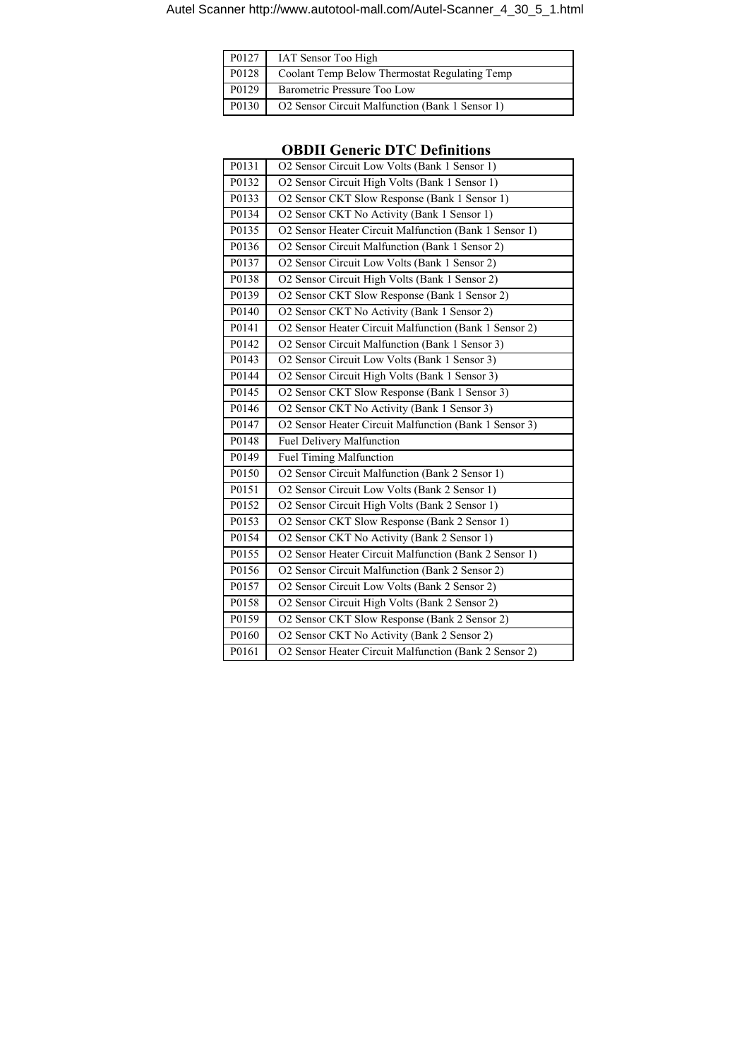| P0127 | IAT Sensor Too High |
|---|---|
| P0128 | Coolant Temp Below Thermostat Regulating Temp |
| P0129 | Barometric Pressure Too Low |
| P0130 | O2 Sensor Circuit Malfunction (Bank 1 Sensor 1) |

## OBDII Generic DTC Definitions

| P0131 | O2 Sensor Circuit Low Volts (Bank 1 Sensor 1) |
|---|---|
| P0132 | O2 Sensor Circuit High Volts (Bank 1 Sensor 1) |
| P0133 | O2 Sensor CKT Slow Response (Bank 1 Sensor 1) |
| P0134 | O2 Sensor CKT No Activity (Bank 1 Sensor 1) |
| P0135 | O2 Sensor Heater Circuit Malfunction (Bank 1 Sensor 1) |
| P0136 | O2 Sensor Circuit Malfunction (Bank 1 Sensor 2) |
| P0137 | O2 Sensor Circuit Low Volts (Bank 1 Sensor 2) |
| P0138 | O2 Sensor Circuit High Volts (Bank 1 Sensor 2) |
| P0139 | O2 Sensor CKT Slow Response (Bank 1 Sensor 2) |
| P0140 | O2 Sensor CKT No Activity (Bank 1 Sensor 2) |
| P0141 | O2 Sensor Heater Circuit Malfunction (Bank 1 Sensor 2) |
| P0142 | O2 Sensor Circuit Malfunction (Bank 1 Sensor 3) |
| P0143 | O2 Sensor Circuit Low Volts (Bank 1 Sensor 3) |
| P0144 | O2 Sensor Circuit High Volts (Bank 1 Sensor 3) |
| P0145 | O2 Sensor CKT Slow Response (Bank 1 Sensor 3) |
| P0146 | O2 Sensor CKT No Activity (Bank 1 Sensor 3) |
| P0147 | O2 Sensor Heater Circuit Malfunction (Bank 1 Sensor 3) |
| P0148 | Fuel Delivery Malfunction |
| P0149 | Fuel Timing Malfunction |
| P0150 | O2 Sensor Circuit Malfunction (Bank 2 Sensor 1) |
| P0151 | O2 Sensor Circuit Low Volts (Bank 2 Sensor 1) |
| P0152 | O2 Sensor Circuit High Volts (Bank 2 Sensor 1) |
| P0153 | O2 Sensor CKT Slow Response (Bank 2 Sensor 1) |
| P0154 | O2 Sensor CKT No Activity (Bank 2 Sensor 1) |
| P0155 | O2 Sensor Heater Circuit Malfunction (Bank 2 Sensor 1) |
| P0156 | O2 Sensor Circuit Malfunction (Bank 2 Sensor 2) |
| P0157 | O2 Sensor Circuit Low Volts (Bank 2 Sensor 2) |
| P0158 | O2 Sensor Circuit High Volts (Bank 2 Sensor 2) |
| P0159 | O2 Sensor CKT Slow Response (Bank 2 Sensor 2) |
| P0160 | O2 Sensor CKT No Activity (Bank 2 Sensor 2) |
| P0161 | O2 Sensor Heater Circuit Malfunction (Bank 2 Sensor 2) |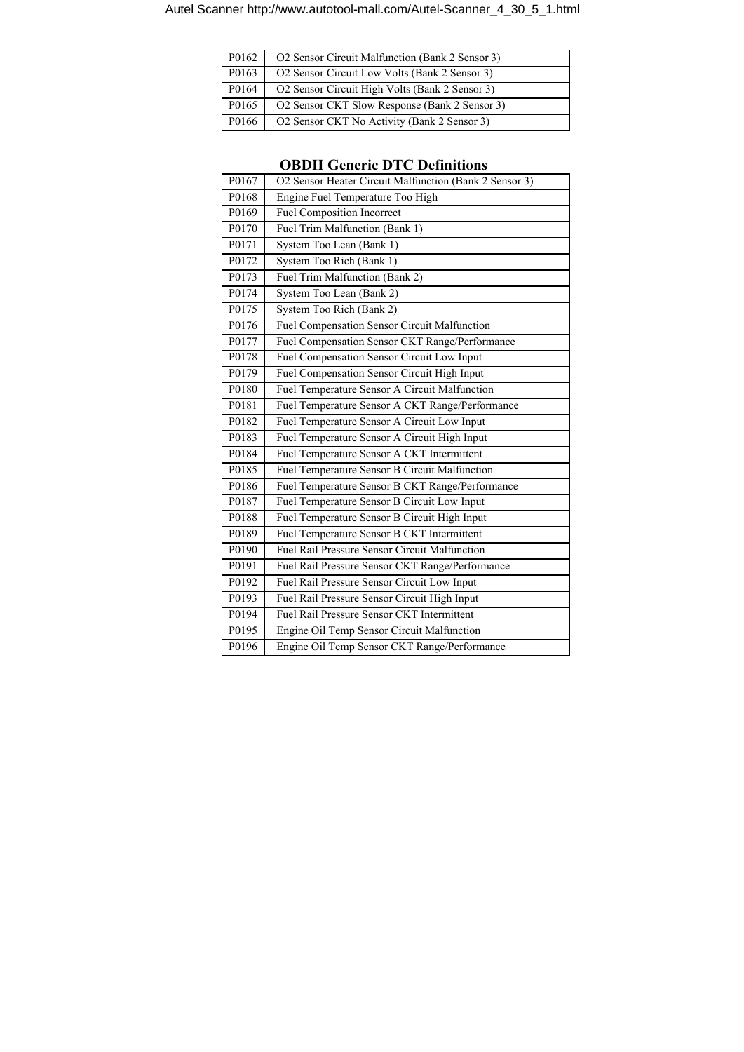| | |
|---|---|
| P0162 | O2 Sensor Circuit Malfunction (Bank 2 Sensor 3) |
| P0163 | O2 Sensor Circuit Low Volts (Bank 2 Sensor 3) |
| P0164 | O2 Sensor Circuit High Volts (Bank 2 Sensor 3) |
| P0165 | O2 Sensor CKT Slow Response (Bank 2 Sensor 3) |
| P0166 | O2 Sensor CKT No Activity (Bank 2 Sensor 3) |

## OBDII Generic DTC Definitions

| | |
|---|---|
| P0167 | O2 Sensor Heater Circuit Malfunction (Bank 2 Sensor 3) |
| P0168 | Engine Fuel Temperature Too High |
| P0169 | Fuel Composition Incorrect |
| P0170 | Fuel Trim Malfunction (Bank 1) |
| P0171 | System Too Lean (Bank 1) |
| P0172 | System Too Rich (Bank 1) |
| P0173 | Fuel Trim Malfunction (Bank 2) |
| P0174 | System Too Lean (Bank 2) |
| P0175 | System Too Rich (Bank 2) |
| P0176 | Fuel Compensation Sensor Circuit Malfunction |
| P0177 | Fuel Compensation Sensor CKT Range/Performance |
| P0178 | Fuel Compensation Sensor Circuit Low Input |
| P0179 | Fuel Compensation Sensor Circuit High Input |
| P0180 | Fuel Temperature Sensor A Circuit Malfunction |
| P0181 | Fuel Temperature Sensor A CKT Range/Performance |
| P0182 | Fuel Temperature Sensor A Circuit Low Input |
| P0183 | Fuel Temperature Sensor A Circuit High Input |
| P0184 | Fuel Temperature Sensor A CKT Intermittent |
| P0185 | Fuel Temperature Sensor B Circuit Malfunction |
| P0186 | Fuel Temperature Sensor B CKT Range/Performance |
| P0187 | Fuel Temperature Sensor B Circuit Low Input |
| P0188 | Fuel Temperature Sensor B Circuit High Input |
| P0189 | Fuel Temperature Sensor B CKT Intermittent |
| P0190 | Fuel Rail Pressure Sensor Circuit Malfunction |
| P0191 | Fuel Rail Pressure Sensor CKT Range/Performance |
| P0192 | Fuel Rail Pressure Sensor Circuit Low Input |
| P0193 | Fuel Rail Pressure Sensor Circuit High Input |
| P0194 | Fuel Rail Pressure Sensor CKT Intermittent |
| P0195 | Engine Oil Temp Sensor Circuit Malfunction |
| P0196 | Engine Oil Temp Sensor CKT Range/Performance |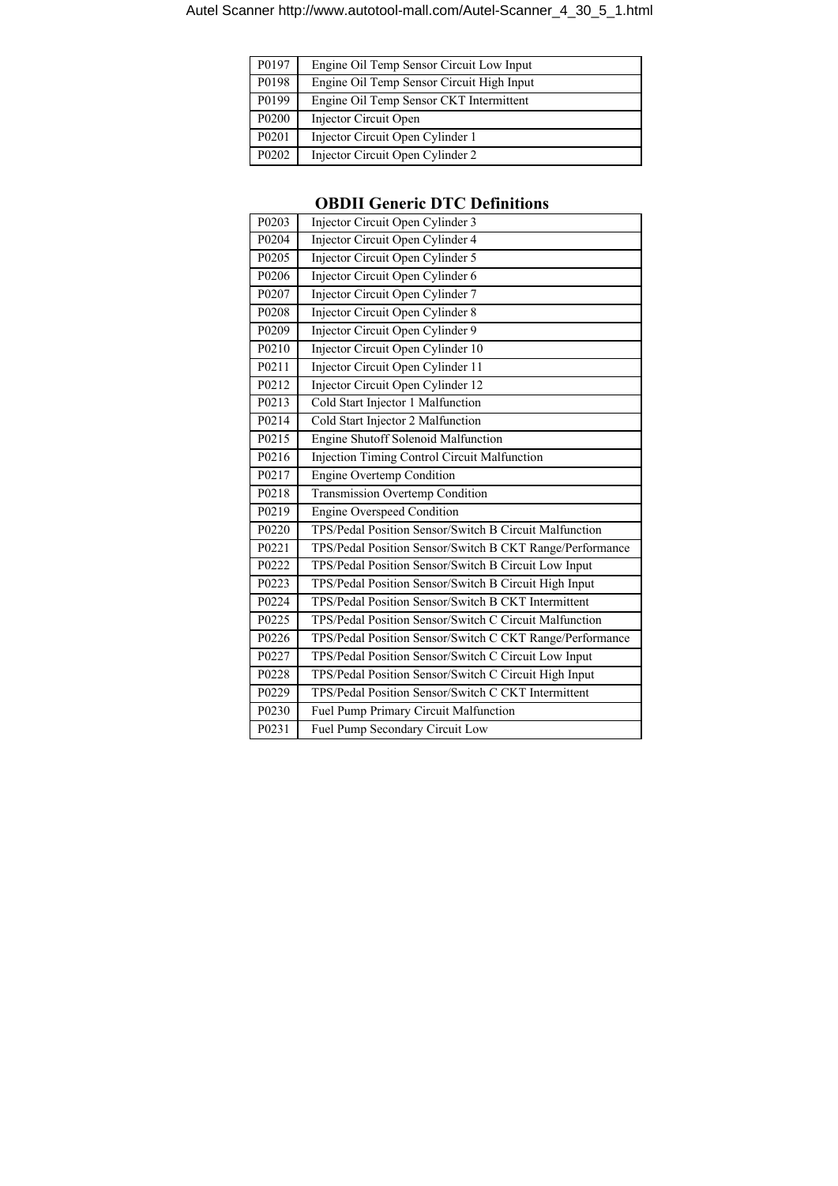| P0197 | Engine Oil Temp Sensor Circuit Low Input |
|---|---|
| P0198 | Engine Oil Temp Sensor Circuit High Input |
| P0199 | Engine Oil Temp Sensor CKT Intermittent |
| P0200 | Injector Circuit Open |
| P0201 | Injector Circuit Open Cylinder 1 |
| P0202 | Injector Circuit Open Cylinder 2 |

## OBDII Generic DTC Definitions

| P0203 | Injector Circuit Open Cylinder 3 |
|---|---|
| P0204 | Injector Circuit Open Cylinder 4 |
| P0205 | Injector Circuit Open Cylinder 5 |
| P0206 | Injector Circuit Open Cylinder 6 |
| P0207 | Injector Circuit Open Cylinder 7 |
| P0208 | Injector Circuit Open Cylinder 8 |
| P0209 | Injector Circuit Open Cylinder 9 |
| P0210 | Injector Circuit Open Cylinder 10 |
| P0211 | Injector Circuit Open Cylinder 11 |
| P0212 | Injector Circuit Open Cylinder 12 |
| P0213 | Cold Start Injector 1 Malfunction |
| P0214 | Cold Start Injector 2 Malfunction |
| P0215 | Engine Shutoff Solenoid Malfunction |
| P0216 | Injection Timing Control Circuit Malfunction |
| P0217 | Engine Overtemp Condition |
| P0218 | Transmission Overtemp Condition |
| P0219 | Engine Overspeed Condition |
| P0220 | TPS/Pedal Position Sensor/Switch B Circuit Malfunction |
| P0221 | TPS/Pedal Position Sensor/Switch B CKT Range/Performance |
| P0222 | TPS/Pedal Position Sensor/Switch B Circuit Low Input |
| P0223 | TPS/Pedal Position Sensor/Switch B Circuit High Input |
| P0224 | TPS/Pedal Position Sensor/Switch B CKT Intermittent |
| P0225 | TPS/Pedal Position Sensor/Switch C Circuit Malfunction |
| P0226 | TPS/Pedal Position Sensor/Switch C CKT Range/Performance |
| P0227 | TPS/Pedal Position Sensor/Switch C Circuit Low Input |
| P0228 | TPS/Pedal Position Sensor/Switch C Circuit High Input |
| P0229 | TPS/Pedal Position Sensor/Switch C CKT Intermittent |
| P0230 | Fuel Pump Primary Circuit Malfunction |
| P0231 | Fuel Pump Secondary Circuit Low |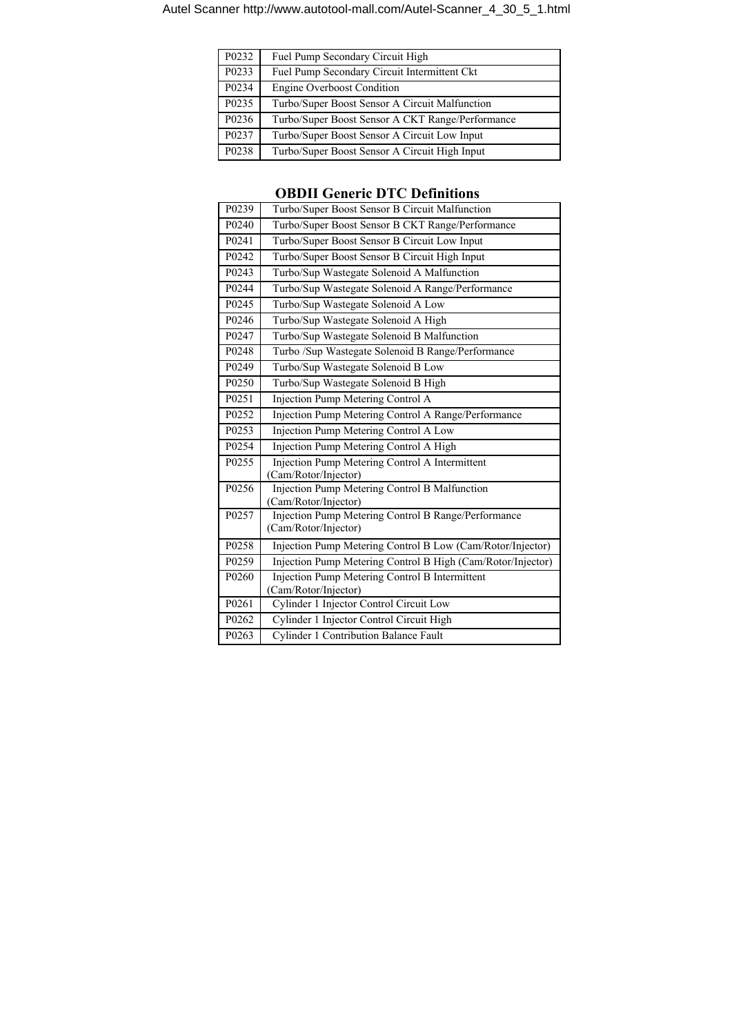| P0232 | Fuel Pump Secondary Circuit High |
|---|---|
| P0233 | Fuel Pump Secondary Circuit Intermittent Ckt |
| P0234 | Engine Overboost Condition |
| P0235 | Turbo/Super Boost Sensor A Circuit Malfunction |
| P0236 | Turbo/Super Boost Sensor A CKT Range/Performance |
| P0237 | Turbo/Super Boost Sensor A Circuit Low Input |
| P0238 | Turbo/Super Boost Sensor A Circuit High Input |

## OBDII Generic DTC Definitions

| P0239 | Turbo/Super Boost Sensor B Circuit Malfunction |
|---|---|
| P0240 | Turbo/Super Boost Sensor B CKT Range/Performance |
| P0241 | Turbo/Super Boost Sensor B Circuit Low Input |
| P0242 | Turbo/Super Boost Sensor B Circuit High Input |
| P0243 | Turbo/Sup Wastegate Solenoid A Malfunction |
| P0244 | Turbo/Sup Wastegate Solenoid A Range/Performance |
| P0245 | Turbo/Sup Wastegate Solenoid A Low |
| P0246 | Turbo/Sup Wastegate Solenoid A High |
| P0247 | Turbo/Sup Wastegate Solenoid B Malfunction |
| P0248 | Turbo /Sup Wastegate Solenoid B Range/Performance |
| P0249 | Turbo/Sup Wastegate Solenoid B Low |
| P0250 | Turbo/Sup Wastegate Solenoid B High |
| P0251 | Injection Pump Metering Control A |
| P0252 | Injection Pump Metering Control A Range/Performance |
| P0253 | Injection Pump Metering Control A Low |
| P0254 | Injection Pump Metering Control A High |
| P0255 | Injection Pump Metering Control A Intermittent (Cam/Rotor/Injector) |
| P0256 | Injection Pump Metering Control B Malfunction (Cam/Rotor/Injector) |
| P0257 | Injection Pump Metering Control B Range/Performance (Cam/Rotor/Injector) |
| P0258 | Injection Pump Metering Control B Low (Cam/Rotor/Injector) |
| P0259 | Injection Pump Metering Control B High (Cam/Rotor/Injector) |
| P0260 | Injection Pump Metering Control B Intermittent (Cam/Rotor/Injector) |
| P0261 | Cylinder 1 Injector Control Circuit Low |
| P0262 | Cylinder 1 Injector Control Circuit High |
| P0263 | Cylinder 1 Contribution Balance Fault |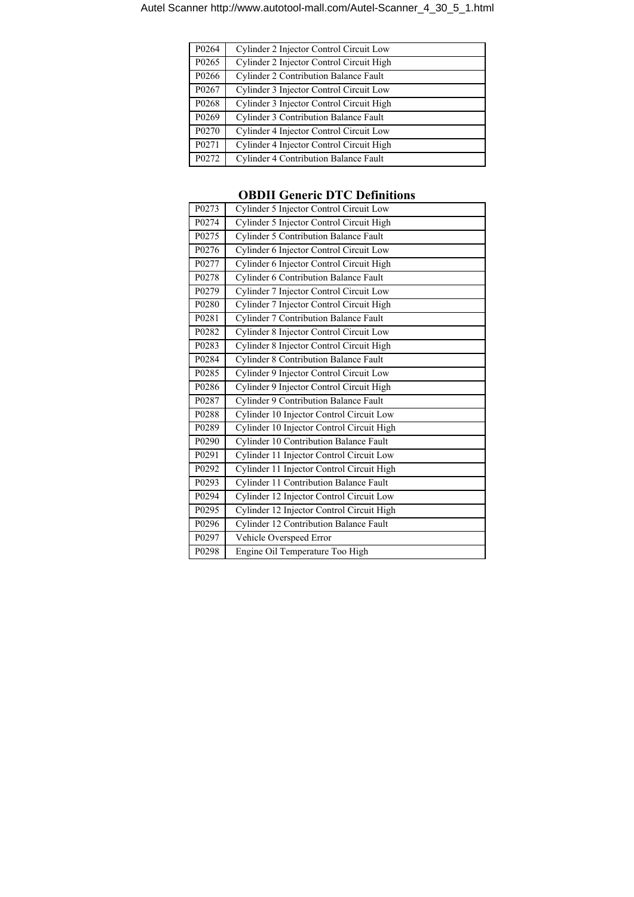| P0264 | Cylinder 2 Injector Control Circuit Low |
|---|---|
| P0265 | Cylinder 2 Injector Control Circuit High |
| P0266 | Cylinder 2 Contribution Balance Fault |
| P0267 | Cylinder 3 Injector Control Circuit Low |
| P0268 | Cylinder 3 Injector Control Circuit High |
| P0269 | Cylinder 3 Contribution Balance Fault |
| P0270 | Cylinder 4 Injector Control Circuit Low |
| P0271 | Cylinder 4 Injector Control Circuit High |
| P0272 | Cylinder 4 Contribution Balance Fault |

## OBDII Generic DTC Definitions

| P0273 | Cylinder 5 Injector Control Circuit Low |
|---|---|
| P0274 | Cylinder 5 Injector Control Circuit High |
| P0275 | Cylinder 5 Contribution Balance Fault |
| P0276 | Cylinder 6 Injector Control Circuit Low |
| P0277 | Cylinder 6 Injector Control Circuit High |
| P0278 | Cylinder 6 Contribution Balance Fault |
| P0279 | Cylinder 7 Injector Control Circuit Low |
| P0280 | Cylinder 7 Injector Control Circuit High |
| P0281 | Cylinder 7 Contribution Balance Fault |
| P0282 | Cylinder 8 Injector Control Circuit Low |
| P0283 | Cylinder 8 Injector Control Circuit High |
| P0284 | Cylinder 8 Contribution Balance Fault |
| P0285 | Cylinder 9 Injector Control Circuit Low |
| P0286 | Cylinder 9 Injector Control Circuit High |
| P0287 | Cylinder 9 Contribution Balance Fault |
| P0288 | Cylinder 10 Injector Control Circuit Low |
| P0289 | Cylinder 10 Injector Control Circuit High |
| P0290 | Cylinder 10 Contribution Balance Fault |
| P0291 | Cylinder 11 Injector Control Circuit Low |
| P0292 | Cylinder 11 Injector Control Circuit High |
| P0293 | Cylinder 11 Contribution Balance Fault |
| P0294 | Cylinder 12 Injector Control Circuit Low |
| P0295 | Cylinder 12 Injector Control Circuit High |
| P0296 | Cylinder 12 Contribution Balance Fault |
| P0297 | Vehicle Overspeed Error |
| P0298 | Engine Oil Temperature Too High |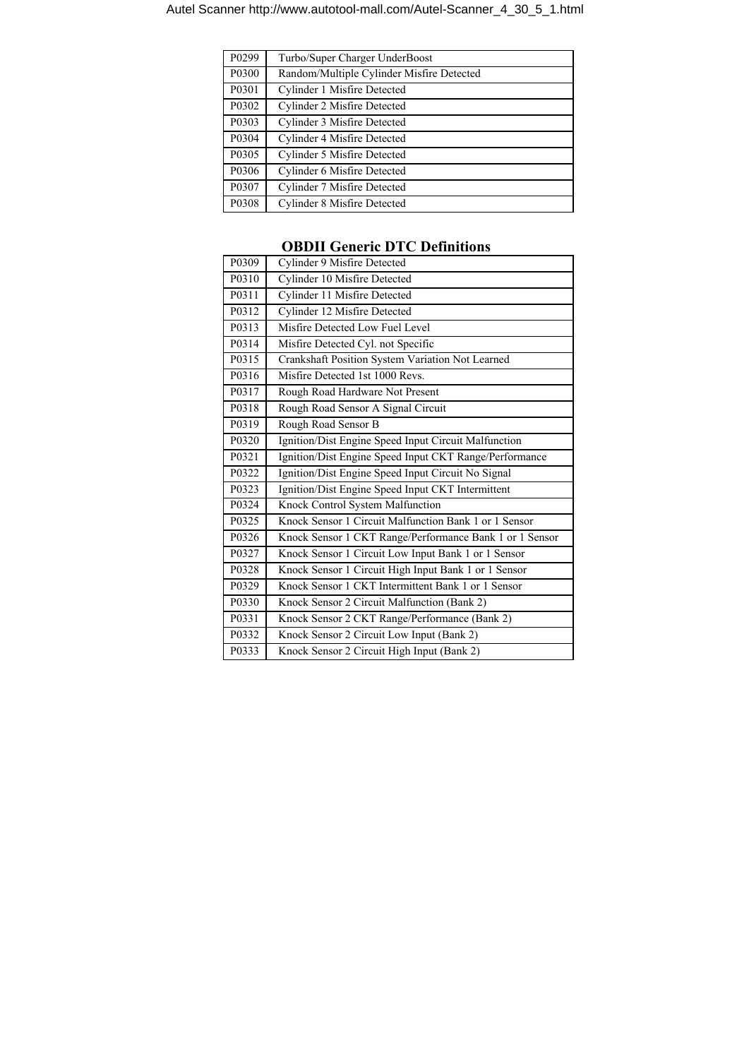| P0299 | Turbo/Super Charger UnderBoost |
|---|---|
| P0300 | Random/Multiple Cylinder Misfire Detected |
| P0301 | Cylinder 1 Misfire Detected |
| P0302 | Cylinder 2 Misfire Detected |
| P0303 | Cylinder 3 Misfire Detected |
| P0304 | Cylinder 4 Misfire Detected |
| P0305 | Cylinder 5 Misfire Detected |
| P0306 | Cylinder 6 Misfire Detected |
| P0307 | Cylinder 7 Misfire Detected |
| P0308 | Cylinder 8 Misfire Detected |

## OBDII Generic DTC Definitions

| P0309 | Cylinder 9 Misfire Detected |
|---|---|
| P0310 | Cylinder 10 Misfire Detected |
| P0311 | Cylinder 11 Misfire Detected |
| P0312 | Cylinder 12 Misfire Detected |
| P0313 | Misfire Detected Low Fuel Level |
| P0314 | Misfire Detected Cyl. not Specific |
| P0315 | Crankshaft Position System Variation Not Learned |
| P0316 | Misfire Detected 1st 1000 Revs. |
| P0317 | Rough Road Hardware Not Present |
| P0318 | Rough Road Sensor A Signal Circuit |
| P0319 | Rough Road Sensor B |
| P0320 | Ignition/Dist Engine Speed Input Circuit Malfunction |
| P0321 | Ignition/Dist Engine Speed Input CKT Range/Performance |
| P0322 | Ignition/Dist Engine Speed Input Circuit No Signal |
| P0323 | Ignition/Dist Engine Speed Input CKT Intermittent |
| P0324 | Knock Control System Malfunction |
| P0325 | Knock Sensor 1 Circuit Malfunction Bank 1 or 1 Sensor |
| P0326 | Knock Sensor 1 CKT Range/Performance Bank 1 or 1 Sensor |
| P0327 | Knock Sensor 1 Circuit Low Input Bank 1 or 1 Sensor |
| P0328 | Knock Sensor 1 Circuit High Input Bank 1 or 1 Sensor |
| P0329 | Knock Sensor 1 CKT Intermittent Bank 1 or 1 Sensor |
| P0330 | Knock Sensor 2 Circuit Malfunction (Bank 2) |
| P0331 | Knock Sensor 2 CKT Range/Performance (Bank 2) |
| P0332 | Knock Sensor 2 Circuit Low Input (Bank 2) |
| P0333 | Knock Sensor 2 Circuit High Input (Bank 2) |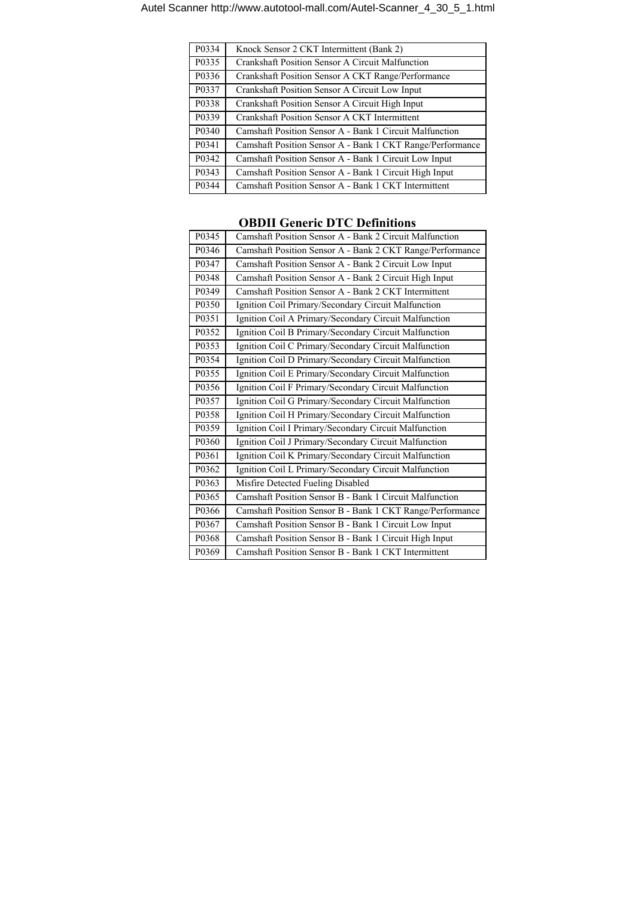| P0334 | Knock Sensor 2 CKT Intermittent (Bank 2) |
|---|---|
| P0335 | Crankshaft Position Sensor A Circuit Malfunction |
| P0336 | Crankshaft Position Sensor A CKT Range/Performance |
| P0337 | Crankshaft Position Sensor A Circuit Low Input |
| P0338 | Crankshaft Position Sensor A Circuit High Input |
| P0339 | Crankshaft Position Sensor A CKT Intermittent |
| P0340 | Camshaft Position Sensor A - Bank 1 Circuit Malfunction |
| P0341 | Camshaft Position Sensor A - Bank 1 CKT Range/Performance |
| P0342 | Camshaft Position Sensor A - Bank 1 Circuit Low Input |
| P0343 | Camshaft Position Sensor A - Bank 1 Circuit High Input |
| P0344 | Camshaft Position Sensor A - Bank 1 CKT Intermittent |

## OBDII Generic DTC Definitions

| P0345 | Camshaft Position Sensor A - Bank 2 Circuit Malfunction |
|---|---|
| P0346 | Camshaft Position Sensor A - Bank 2 CKT Range/Performance |
| P0347 | Camshaft Position Sensor A - Bank 2 Circuit Low Input |
| P0348 | Camshaft Position Sensor A - Bank 2 Circuit High Input |
| P0349 | Camshaft Position Sensor A - Bank 2 CKT Intermittent |
| P0350 | Ignition Coil Primary/Secondary Circuit Malfunction |
| P0351 | Ignition Coil A Primary/Secondary Circuit Malfunction |
| P0352 | Ignition Coil B Primary/Secondary Circuit Malfunction |
| P0353 | Ignition Coil C Primary/Secondary Circuit Malfunction |
| P0354 | Ignition Coil D Primary/Secondary Circuit Malfunction |
| P0355 | Ignition Coil E Primary/Secondary Circuit Malfunction |
| P0356 | Ignition Coil F Primary/Secondary Circuit Malfunction |
| P0357 | Ignition Coil G Primary/Secondary Circuit Malfunction |
| P0358 | Ignition Coil H Primary/Secondary Circuit Malfunction |
| P0359 | Ignition Coil I Primary/Secondary Circuit Malfunction |
| P0360 | Ignition Coil J Primary/Secondary Circuit Malfunction |
| P0361 | Ignition Coil K Primary/Secondary Circuit Malfunction |
| P0362 | Ignition Coil L Primary/Secondary Circuit Malfunction |
| P0363 | Misfire Detected Fueling Disabled |
| P0365 | Camshaft Position Sensor B - Bank 1 Circuit Malfunction |
| P0366 | Camshaft Position Sensor B - Bank 1 CKT Range/Performance |
| P0367 | Camshaft Position Sensor B - Bank 1 Circuit Low Input |
| P0368 | Camshaft Position Sensor B - Bank 1 Circuit High Input |
| P0369 | Camshaft Position Sensor B - Bank 1 CKT Intermittent |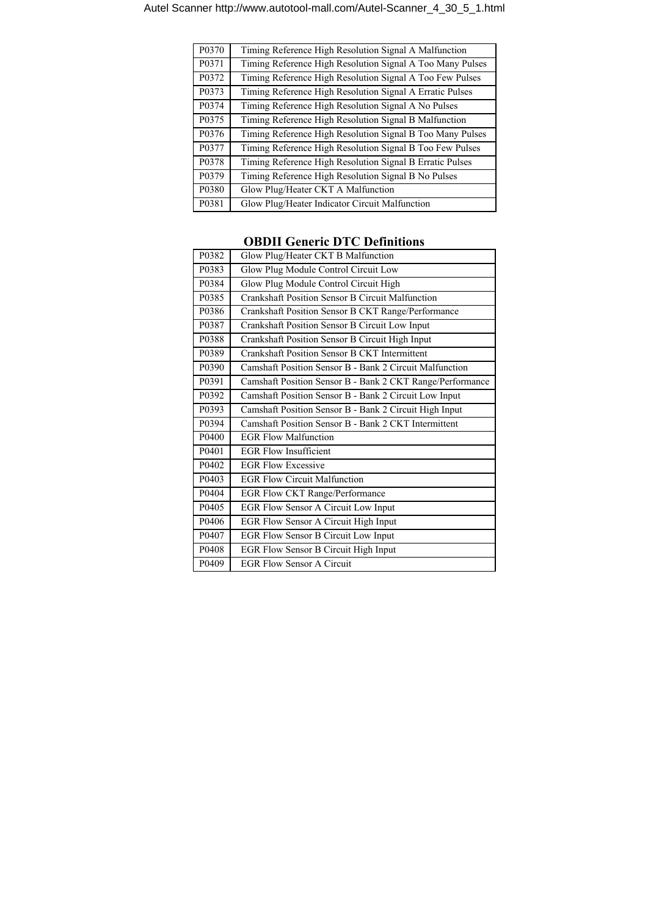| | |
|---|---|
| P0370 | Timing Reference High Resolution Signal A Malfunction |
| P0371 | Timing Reference High Resolution Signal A Too Many Pulses |
| P0372 | Timing Reference High Resolution Signal A Too Few Pulses |
| P0373 | Timing Reference High Resolution Signal A Erratic Pulses |
| P0374 | Timing Reference High Resolution Signal A No Pulses |
| P0375 | Timing Reference High Resolution Signal B Malfunction |
| P0376 | Timing Reference High Resolution Signal B Too Many Pulses |
| P0377 | Timing Reference High Resolution Signal B Too Few Pulses |
| P0378 | Timing Reference High Resolution Signal B Erratic Pulses |
| P0379 | Timing Reference High Resolution Signal B No Pulses |
| P0380 | Glow Plug/Heater CKT A Malfunction |
| P0381 | Glow Plug/Heater Indicator Circuit Malfunction |

## OBDII Generic DTC Definitions

| | |
|---|---|
| P0382 | Glow Plug/Heater CKT B Malfunction |
| P0383 | Glow Plug Module Control Circuit Low |
| P0384 | Glow Plug Module Control Circuit High |
| P0385 | Crankshaft Position Sensor B Circuit Malfunction |
| P0386 | Crankshaft Position Sensor B CKT Range/Performance |
| P0387 | Crankshaft Position Sensor B Circuit Low Input |
| P0388 | Crankshaft Position Sensor B Circuit High Input |
| P0389 | Crankshaft Position Sensor B CKT Intermittent |
| P0390 | Camshaft Position Sensor B - Bank 2 Circuit Malfunction |
| P0391 | Camshaft Position Sensor B - Bank 2 CKT Range/Performance |
| P0392 | Camshaft Position Sensor B - Bank 2 Circuit Low Input |
| P0393 | Camshaft Position Sensor B - Bank 2 Circuit High Input |
| P0394 | Camshaft Position Sensor B - Bank 2 CKT Intermittent |
| P0400 | EGR Flow Malfunction |
| P0401 | EGR Flow Insufficient |
| P0402 | EGR Flow Excessive |
| P0403 | EGR Flow Circuit Malfunction |
| P0404 | EGR Flow CKT Range/Performance |
| P0405 | EGR Flow Sensor A Circuit Low Input |
| P0406 | EGR Flow Sensor A Circuit High Input |
| P0407 | EGR Flow Sensor B Circuit Low Input |
| P0408 | EGR Flow Sensor B Circuit High Input |
| P0409 | EGR Flow Sensor A Circuit |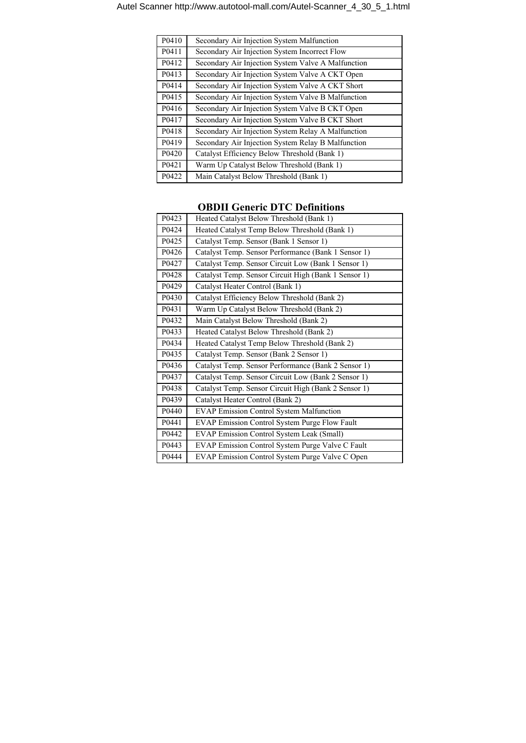| P0410 | Secondary Air Injection System Malfunction |
|---|---|
| P0411 | Secondary Air Injection System Incorrect Flow |
| P0412 | Secondary Air Injection System Valve A Malfunction |
| P0413 | Secondary Air Injection System Valve A CKT Open |
| P0414 | Secondary Air Injection System Valve A CKT Short |
| P0415 | Secondary Air Injection System Valve B Malfunction |
| P0416 | Secondary Air Injection System Valve B CKT Open |
| P0417 | Secondary Air Injection System Valve B CKT Short |
| P0418 | Secondary Air Injection System Relay A Malfunction |
| P0419 | Secondary Air Injection System Relay B Malfunction |
| P0420 | Catalyst Efficiency Below Threshold (Bank 1) |
| P0421 | Warm Up Catalyst Below Threshold (Bank 1) |
| P0422 | Main Catalyst Below Threshold (Bank 1) |

## OBDII Generic DTC Definitions

| P0423 | Heated Catalyst Below Threshold (Bank 1) |
|---|---|
| P0424 | Heated Catalyst Temp Below Threshold (Bank 1) |
| P0425 | Catalyst Temp. Sensor (Bank 1 Sensor 1) |
| P0426 | Catalyst Temp. Sensor Performance (Bank 1 Sensor 1) |
| P0427 | Catalyst Temp. Sensor Circuit Low (Bank 1 Sensor 1) |
| P0428 | Catalyst Temp. Sensor Circuit High (Bank 1 Sensor 1) |
| P0429 | Catalyst Heater Control (Bank 1) |
| P0430 | Catalyst Efficiency Below Threshold (Bank 2) |
| P0431 | Warm Up Catalyst Below Threshold (Bank 2) |
| P0432 | Main Catalyst Below Threshold (Bank 2) |
| P0433 | Heated Catalyst Below Threshold (Bank 2) |
| P0434 | Heated Catalyst Temp Below Threshold (Bank 2) |
| P0435 | Catalyst Temp. Sensor (Bank 2 Sensor 1) |
| P0436 | Catalyst Temp. Sensor Performance (Bank 2 Sensor 1) |
| P0437 | Catalyst Temp. Sensor Circuit Low (Bank 2 Sensor 1) |
| P0438 | Catalyst Temp. Sensor Circuit High (Bank 2 Sensor 1) |
| P0439 | Catalyst Heater Control (Bank 2) |
| P0440 | EVAP Emission Control System Malfunction |
| P0441 | EVAP Emission Control System Purge Flow Fault |
| P0442 | EVAP Emission Control System Leak (Small) |
| P0443 | EVAP Emission Control System Purge Valve C Fault |
| P0444 | EVAP Emission Control System Purge Valve C Open |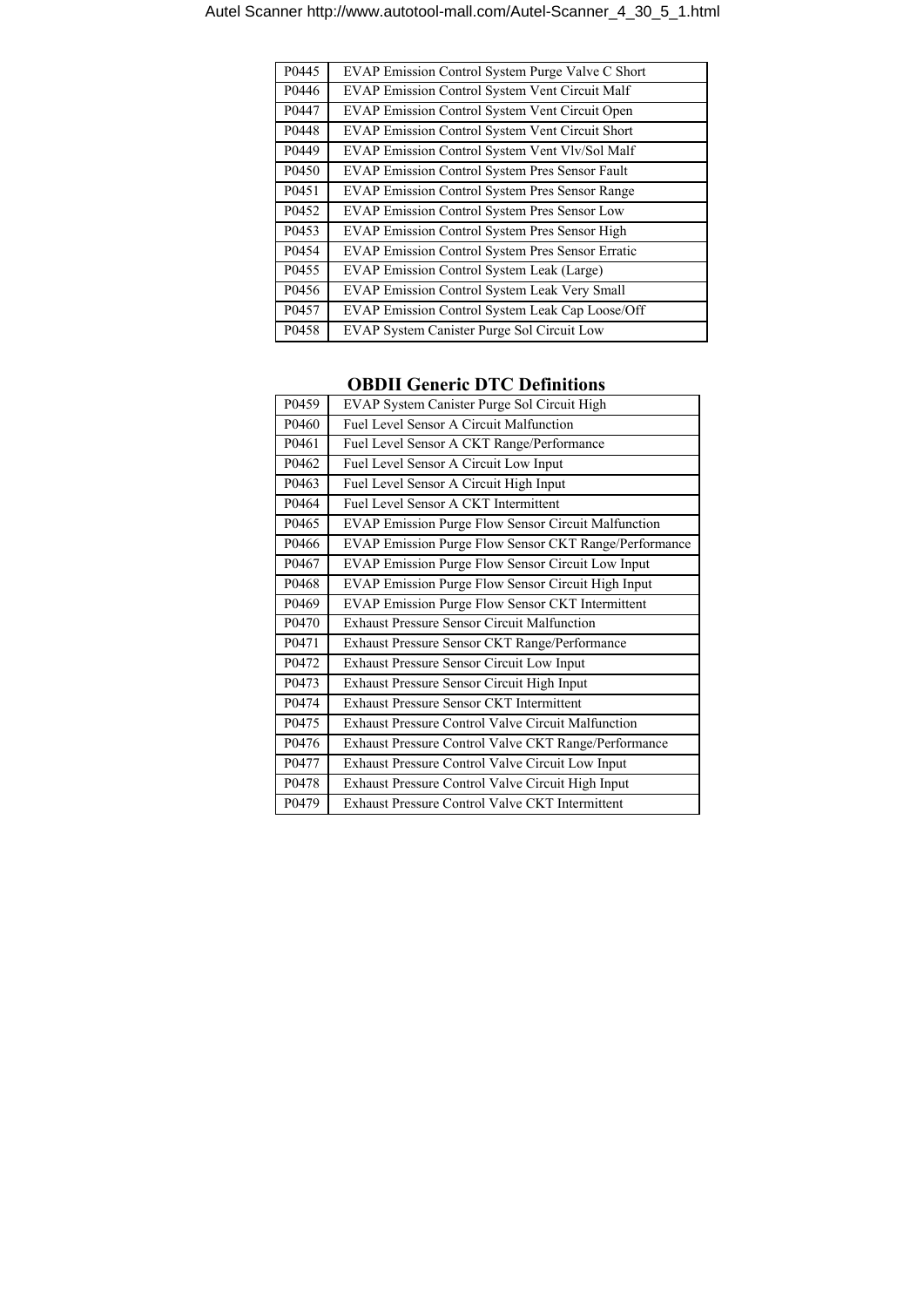| | |
|---|---|
| P0445 | EVAP Emission Control System Purge Valve C Short |
| P0446 | EVAP Emission Control System Vent Circuit Malf |
| P0447 | EVAP Emission Control System Vent Circuit Open |
| P0448 | EVAP Emission Control System Vent Circuit Short |
| P0449 | EVAP Emission Control System Vent Vlv/Sol Malf |
| P0450 | EVAP Emission Control System Pres Sensor Fault |
| P0451 | EVAP Emission Control System Pres Sensor Range |
| P0452 | EVAP Emission Control System Pres Sensor Low |
| P0453 | EVAP Emission Control System Pres Sensor High |
| P0454 | EVAP Emission Control System Pres Sensor Erratic |
| P0455 | EVAP Emission Control System Leak (Large) |
| P0456 | EVAP Emission Control System Leak Very Small |
| P0457 | EVAP Emission Control System Leak Cap Loose/Off |
| P0458 | EVAP System Canister Purge Sol Circuit Low |

## OBDII Generic DTC Definitions

| | |
|---|---|
| P0459 | EVAP System Canister Purge Sol Circuit High |
| P0460 | Fuel Level Sensor A Circuit Malfunction |
| P0461 | Fuel Level Sensor A CKT Range/Performance |
| P0462 | Fuel Level Sensor A Circuit Low Input |
| P0463 | Fuel Level Sensor A Circuit High Input |
| P0464 | Fuel Level Sensor A CKT Intermittent |
| P0465 | EVAP Emission Purge Flow Sensor Circuit Malfunction |
| P0466 | EVAP Emission Purge Flow Sensor CKT Range/Performance |
| P0467 | EVAP Emission Purge Flow Sensor Circuit Low Input |
| P0468 | EVAP Emission Purge Flow Sensor Circuit High Input |
| P0469 | EVAP Emission Purge Flow Sensor CKT Intermittent |
| P0470 | Exhaust Pressure Sensor Circuit Malfunction |
| P0471 | Exhaust Pressure Sensor CKT Range/Performance |
| P0472 | Exhaust Pressure Sensor Circuit Low Input |
| P0473 | Exhaust Pressure Sensor Circuit High Input |
| P0474 | Exhaust Pressure Sensor CKT Intermittent |
| P0475 | Exhaust Pressure Control Valve Circuit Malfunction |
| P0476 | Exhaust Pressure Control Valve CKT Range/Performance |
| P0477 | Exhaust Pressure Control Valve Circuit Low Input |
| P0478 | Exhaust Pressure Control Valve Circuit High Input |
| P0479 | Exhaust Pressure Control Valve CKT Intermittent |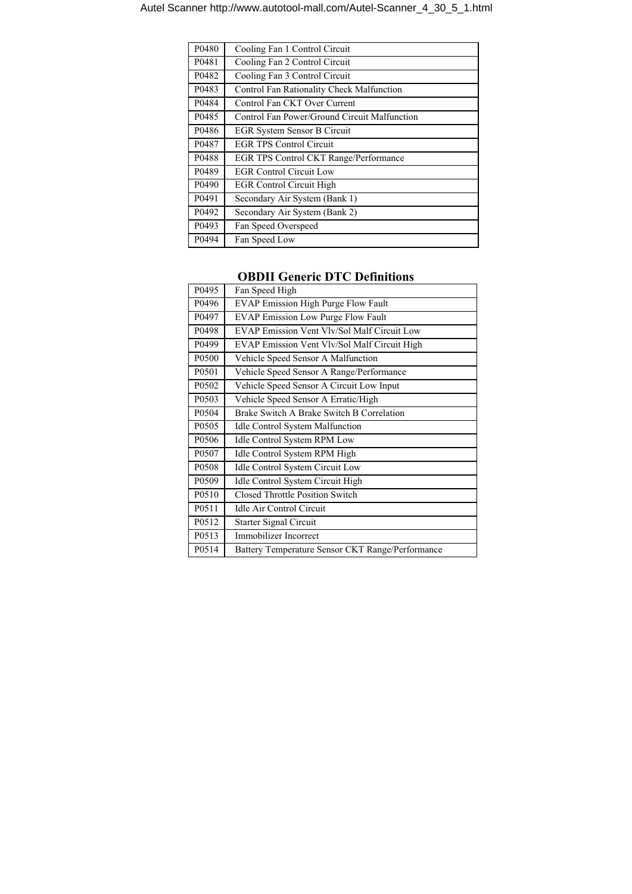| P0480 | Cooling Fan 1 Control Circuit |
| --- | --- |
| P0481 | Cooling Fan 2 Control Circuit |
| P0482 | Cooling Fan 3 Control Circuit |
| P0483 | Control Fan Rationality Check Malfunction |
| P0484 | Control Fan CKT Over Current |
| P0485 | Control Fan Power/Ground Circuit Malfunction |
| P0486 | EGR System Sensor B Circuit |
| P0487 | EGR TPS Control Circuit |
| P0488 | EGR TPS Control CKT Range/Performance |
| P0489 | EGR Control Circuit Low |
| P0490 | EGR Control Circuit High |
| P0491 | Secondary Air System (Bank 1) |
| P0492 | Secondary Air System (Bank 2) |
| P0493 | Fan Speed Overspeed |
| P0494 | Fan Speed Low |

## OBDII Generic DTC Definitions

| P0495 | Fan Speed High |
| --- | --- |
| P0496 | EVAP Emission High Purge Flow Fault |
| P0497 | EVAP Emission Low Purge Flow Fault |
| P0498 | EVAP Emission Vent Vlv/Sol Malf Circuit Low |
| P0499 | EVAP Emission Vent Vlv/Sol Malf Circuit High |
| P0500 | Vehicle Speed Sensor A Malfunction |
| P0501 | Vehicle Speed Sensor A Range/Performance |
| P0502 | Vehicle Speed Sensor A Circuit Low Input |
| P0503 | Vehicle Speed Sensor A Erratic/High |
| P0504 | Brake Switch A Brake Switch B Correlation |
| P0505 | Idle Control System Malfunction |
| P0506 | Idle Control System RPM Low |
| P0507 | Idle Control System RPM High |
| P0508 | Idle Control System Circuit Low |
| P0509 | Idle Control System Circuit High |
| P0510 | Closed Throttle Position Switch |
| P0511 | Idle Air Control Circuit |
| P0512 | Starter Signal Circuit |
| P0513 | Immobilizer Incorrect |
| P0514 | Battery Temperature Sensor CKT Range/Performance |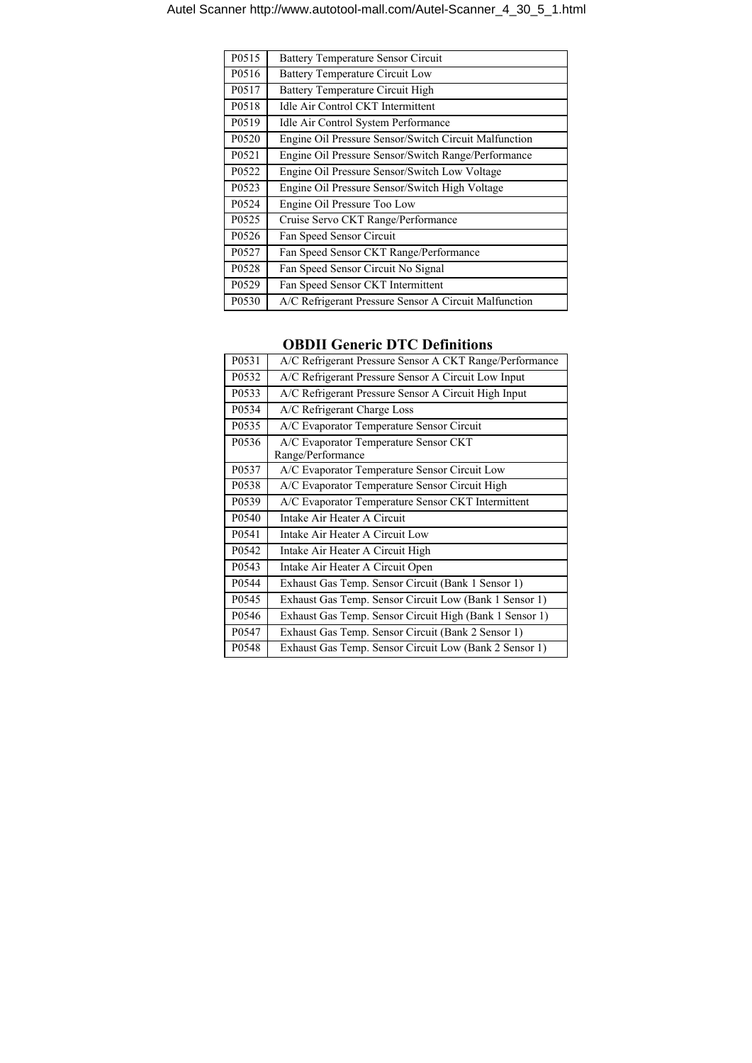| P0515 | Battery Temperature Sensor Circuit |
| --- | --- |
| P0516 | Battery Temperature Circuit Low |
| P0517 | Battery Temperature Circuit High |
| P0518 | Idle Air Control CKT Intermittent |
| P0519 | Idle Air Control System Performance |
| P0520 | Engine Oil Pressure Sensor/Switch Circuit Malfunction |
| P0521 | Engine Oil Pressure Sensor/Switch Range/Performance |
| P0522 | Engine Oil Pressure Sensor/Switch Low Voltage |
| P0523 | Engine Oil Pressure Sensor/Switch High Voltage |
| P0524 | Engine Oil Pressure Too Low |
| P0525 | Cruise Servo CKT Range/Performance |
| P0526 | Fan Speed Sensor Circuit |
| P0527 | Fan Speed Sensor CKT Range/Performance |
| P0528 | Fan Speed Sensor Circuit No Signal |
| P0529 | Fan Speed Sensor CKT Intermittent |
| P0530 | A/C Refrigerant Pressure Sensor A Circuit Malfunction |

## OBDII Generic DTC Definitions

| P0531 | A/C Refrigerant Pressure Sensor A CKT Range/Performance |
| --- | --- |
| P0532 | A/C Refrigerant Pressure Sensor A Circuit Low Input |
| P0533 | A/C Refrigerant Pressure Sensor A Circuit High Input |
| P0534 | A/C Refrigerant Charge Loss |
| P0535 | A/C Evaporator Temperature Sensor Circuit |
| P0536 | A/C Evaporator Temperature Sensor CKT Range/Performance |
| P0537 | A/C Evaporator Temperature Sensor Circuit Low |
| P0538 | A/C Evaporator Temperature Sensor Circuit High |
| P0539 | A/C Evaporator Temperature Sensor CKT Intermittent |
| P0540 | Intake Air Heater A Circuit |
| P0541 | Intake Air Heater A Circuit Low |
| P0542 | Intake Air Heater A Circuit High |
| P0543 | Intake Air Heater A Circuit Open |
| P0544 | Exhaust Gas Temp. Sensor Circuit (Bank 1 Sensor 1) |
| P0545 | Exhaust Gas Temp. Sensor Circuit Low (Bank 1 Sensor 1) |
| P0546 | Exhaust Gas Temp. Sensor Circuit High (Bank 1 Sensor 1) |
| P0547 | Exhaust Gas Temp. Sensor Circuit (Bank 2 Sensor 1) |
| P0548 | Exhaust Gas Temp. Sensor Circuit Low (Bank 2 Sensor 1) |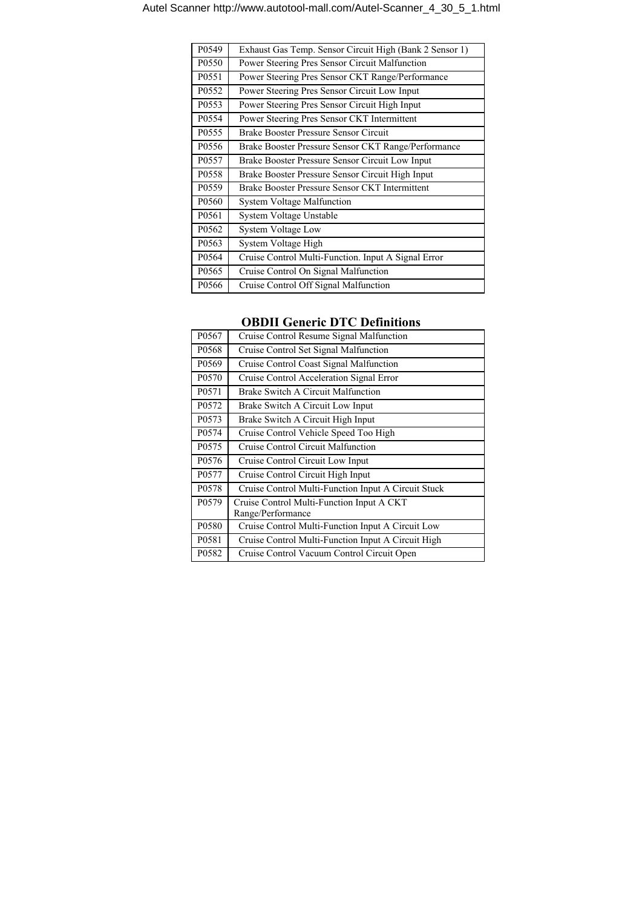| | |
|---|---|
| P0549 | Exhaust Gas Temp. Sensor Circuit High (Bank 2 Sensor 1) |
| P0550 | Power Steering Pres Sensor Circuit Malfunction |
| P0551 | Power Steering Pres Sensor CKT Range/Performance |
| P0552 | Power Steering Pres Sensor Circuit Low Input |
| P0553 | Power Steering Pres Sensor Circuit High Input |
| P0554 | Power Steering Pres Sensor CKT Intermittent |
| P0555 | Brake Booster Pressure Sensor Circuit |
| P0556 | Brake Booster Pressure Sensor CKT Range/Performance |
| P0557 | Brake Booster Pressure Sensor Circuit Low Input |
| P0558 | Brake Booster Pressure Sensor Circuit High Input |
| P0559 | Brake Booster Pressure Sensor CKT Intermittent |
| P0560 | System Voltage Malfunction |
| P0561 | System Voltage Unstable |
| P0562 | System Voltage Low |
| P0563 | System Voltage High |
| P0564 | Cruise Control Multi-Function. Input A Signal Error |
| P0565 | Cruise Control On Signal Malfunction |
| P0566 | Cruise Control Off Signal Malfunction |

## OBDII Generic DTC Definitions

| | |
|---|---|
| P0567 | Cruise Control Resume Signal Malfunction |
| P0568 | Cruise Control Set Signal Malfunction |
| P0569 | Cruise Control Coast Signal Malfunction |
| P0570 | Cruise Control Acceleration Signal Error |
| P0571 | Brake Switch A Circuit Malfunction |
| P0572 | Brake Switch A Circuit Low Input |
| P0573 | Brake Switch A Circuit High Input |
| P0574 | Cruise Control Vehicle Speed Too High |
| P0575 | Cruise Control Circuit Malfunction |
| P0576 | Cruise Control Circuit Low Input |
| P0577 | Cruise Control Circuit High Input |
| P0578 | Cruise Control Multi-Function Input A Circuit Stuck |
| P0579 | Cruise Control Multi-Function Input A CKT Range/Performance |
| P0580 | Cruise Control Multi-Function Input A Circuit Low |
| P0581 | Cruise Control Multi-Function Input A Circuit High |
| P0582 | Cruise Control Vacuum Control Circuit Open |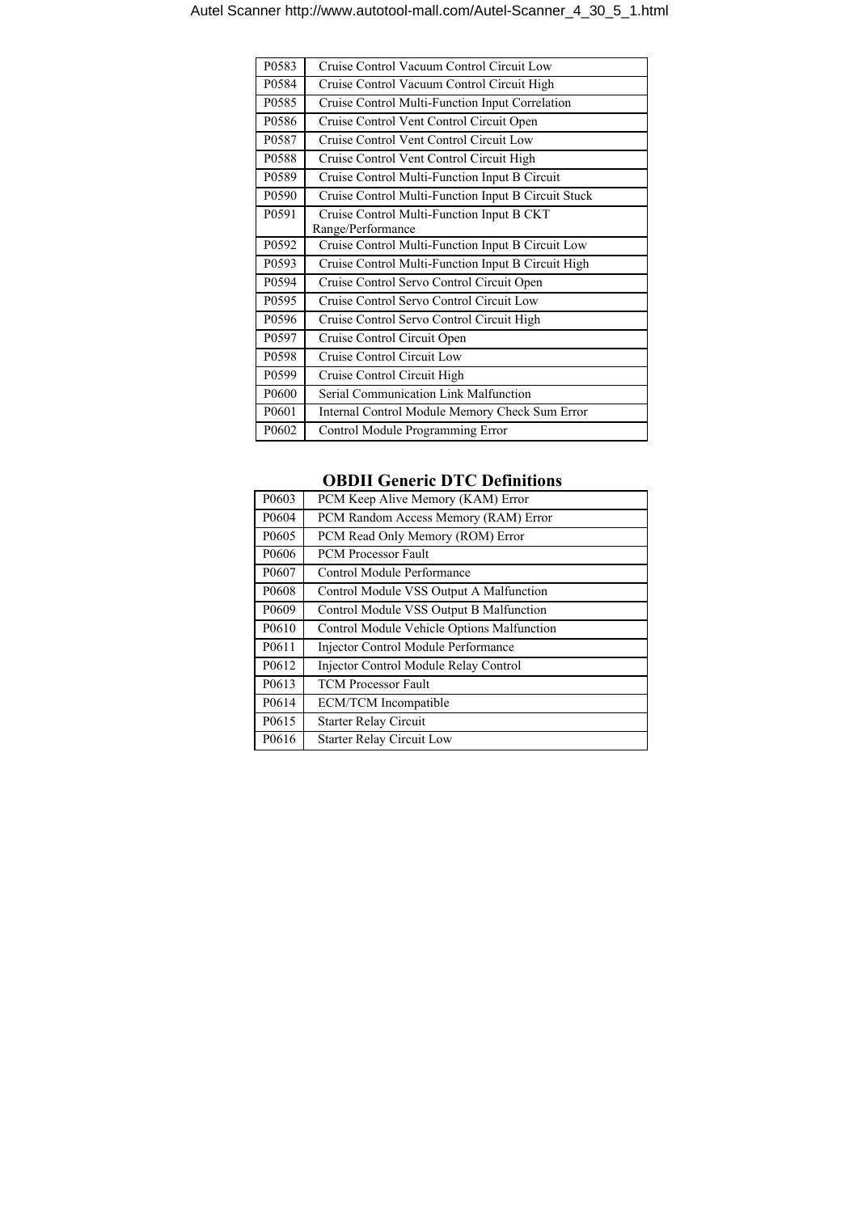| P0583 | Cruise Control Vacuum Control Circuit Low |
|---|---|
| P0584 | Cruise Control Vacuum Control Circuit High |
| P0585 | Cruise Control Multi-Function Input Correlation |
| P0586 | Cruise Control Vent Control Circuit Open |
| P0587 | Cruise Control Vent Control Circuit Low |
| P0588 | Cruise Control Vent Control Circuit High |
| P0589 | Cruise Control Multi-Function Input B Circuit |
| P0590 | Cruise Control Multi-Function Input B Circuit Stuck |
| P0591 | Cruise Control Multi-Function Input B CKT Range/Performance |
| P0592 | Cruise Control Multi-Function Input B Circuit Low |
| P0593 | Cruise Control Multi-Function Input B Circuit High |
| P0594 | Cruise Control Servo Control Circuit Open |
| P0595 | Cruise Control Servo Control Circuit Low |
| P0596 | Cruise Control Servo Control Circuit High |
| P0597 | Cruise Control Circuit Open |
| P0598 | Cruise Control Circuit Low |
| P0599 | Cruise Control Circuit High |
| P0600 | Serial Communication Link Malfunction |
| P0601 | Internal Control Module Memory Check Sum Error |
| P0602 | Control Module Programming Error |

## OBDII Generic DTC Definitions

| P0603 | PCM Keep Alive Memory (KAM) Error |
|---|---|
| P0604 | PCM Random Access Memory (RAM) Error |
| P0605 | PCM Read Only Memory (ROM) Error |
| P0606 | PCM Processor Fault |
| P0607 | Control Module Performance |
| P0608 | Control Module VSS Output A Malfunction |
| P0609 | Control Module VSS Output B Malfunction |
| P0610 | Control Module Vehicle Options Malfunction |
| P0611 | Injector Control Module Performance |
| P0612 | Injector Control Module Relay Control |
| P0613 | TCM Processor Fault |
| P0614 | ECM/TCM Incompatible |
| P0615 | Starter Relay Circuit |
| P0616 | Starter Relay Circuit Low |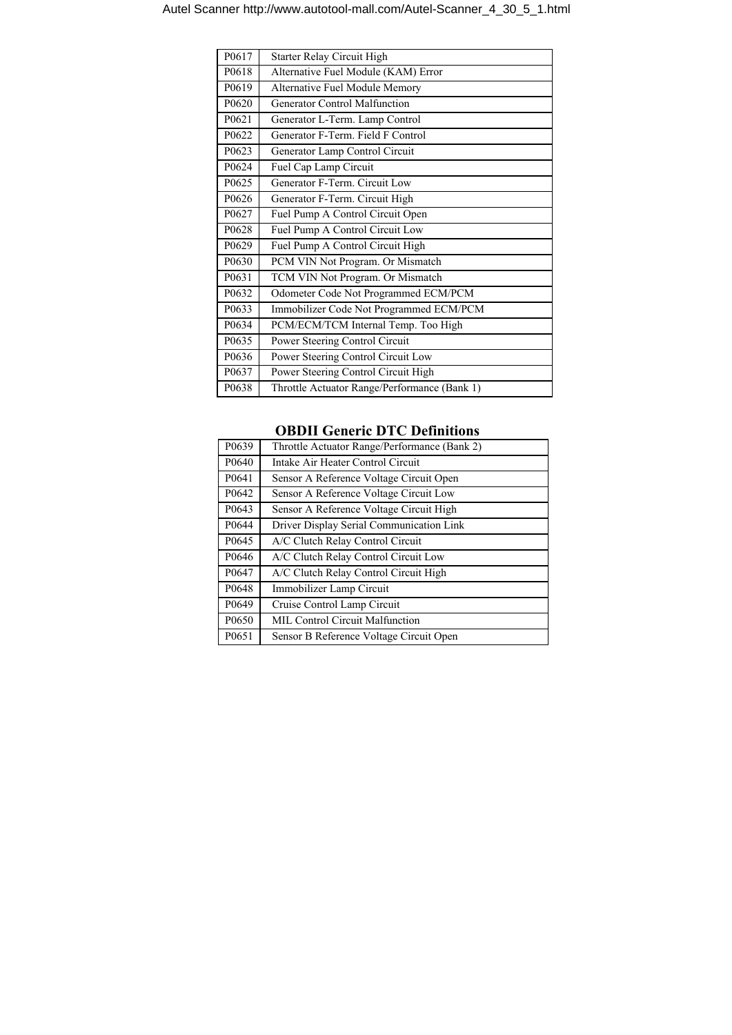| P0617 | Starter Relay Circuit High |
|---|---|
| P0618 | Alternative Fuel Module (KAM) Error |
| P0619 | Alternative Fuel Module Memory |
| P0620 | Generator Control Malfunction |
| P0621 | Generator L-Term. Lamp Control |
| P0622 | Generator F-Term. Field F Control |
| P0623 | Generator Lamp Control Circuit |
| P0624 | Fuel Cap Lamp Circuit |
| P0625 | Generator F-Term. Circuit Low |
| P0626 | Generator F-Term. Circuit High |
| P0627 | Fuel Pump A Control Circuit Open |
| P0628 | Fuel Pump A Control Circuit Low |
| P0629 | Fuel Pump A Control Circuit High |
| P0630 | PCM VIN Not Program. Or Mismatch |
| P0631 | TCM VIN Not Program. Or Mismatch |
| P0632 | Odometer Code Not Programmed ECM/PCM |
| P0633 | Immobilizer Code Not Programmed ECM/PCM |
| P0634 | PCM/ECM/TCM Internal Temp. Too High |
| P0635 | Power Steering Control Circuit |
| P0636 | Power Steering Control Circuit Low |
| P0637 | Power Steering Control Circuit High |
| P0638 | Throttle Actuator Range/Performance (Bank 1) |

## OBDII Generic DTC Definitions

| P0639 | Throttle Actuator Range/Performance (Bank 2) |
|---|---|
| P0640 | Intake Air Heater Control Circuit |
| P0641 | Sensor A Reference Voltage Circuit Open |
| P0642 | Sensor A Reference Voltage Circuit Low |
| P0643 | Sensor A Reference Voltage Circuit High |
| P0644 | Driver Display Serial Communication Link |
| P0645 | A/C Clutch Relay Control Circuit |
| P0646 | A/C Clutch Relay Control Circuit Low |
| P0647 | A/C Clutch Relay Control Circuit High |
| P0648 | Immobilizer Lamp Circuit |
| P0649 | Cruise Control Lamp Circuit |
| P0650 | MIL Control Circuit Malfunction |
| P0651 | Sensor B Reference Voltage Circuit Open |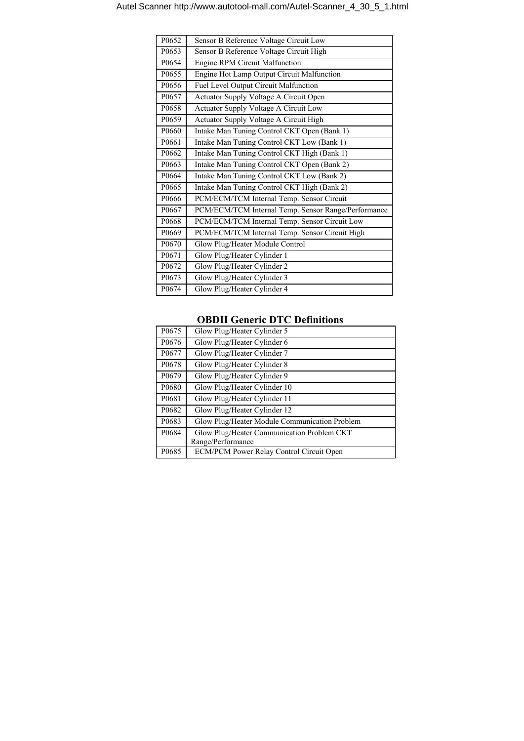| | |
|---|---|
| P0652 | Sensor B Reference Voltage Circuit Low |
| P0653 | Sensor B Reference Voltage Circuit High |
| P0654 | Engine RPM Circuit Malfunction |
| P0655 | Engine Hot Lamp Output Circuit Malfunction |
| P0656 | Fuel Level Output Circuit Malfunction |
| P0657 | Actuator Supply Voltage A Circuit Open |
| P0658 | Actuator Supply Voltage A Circuit Low |
| P0659 | Actuator Supply Voltage A Circuit High |
| P0660 | Intake Man Tuning Control CKT Open (Bank 1) |
| P0661 | Intake Man Tuning Control CKT Low (Bank 1) |
| P0662 | Intake Man Tuning Control CKT High (Bank 1) |
| P0663 | Intake Man Tuning Control CKT Open (Bank 2) |
| P0664 | Intake Man Tuning Control CKT Low (Bank 2) |
| P0665 | Intake Man Tuning Control CKT High (Bank 2) |
| P0666 | PCM/ECM/TCM Internal Temp. Sensor Circuit |
| P0667 | PCM/ECM/TCM Internal Temp. Sensor Range/Performance |
| P0668 | PCM/ECM/TCM Internal Temp. Sensor Circuit Low |
| P0669 | PCM/ECM/TCM Internal Temp. Sensor Circuit High |
| P0670 | Glow Plug/Heater Module Control |
| P0671 | Glow Plug/Heater Cylinder 1 |
| P0672 | Glow Plug/Heater Cylinder 2 |
| P0673 | Glow Plug/Heater Cylinder 3 |
| P0674 | Glow Plug/Heater Cylinder 4 |

## OBDII Generic DTC Definitions

| | |
|---|---|
| P0675 | Glow Plug/Heater Cylinder 5 |
| P0676 | Glow Plug/Heater Cylinder 6 |
| P0677 | Glow Plug/Heater Cylinder 7 |
| P0678 | Glow Plug/Heater Cylinder 8 |
| P0679 | Glow Plug/Heater Cylinder 9 |
| P0680 | Glow Plug/Heater Cylinder 10 |
| P0681 | Glow Plug/Heater Cylinder 11 |
| P0682 | Glow Plug/Heater Cylinder 12 |
| P0683 | Glow Plug/Heater Module Communication Problem |
| P0684 | Glow Plug/Heater Communication Problem CKT Range/Performance |
| P0685 | ECM/PCM Power Relay Control Circuit Open |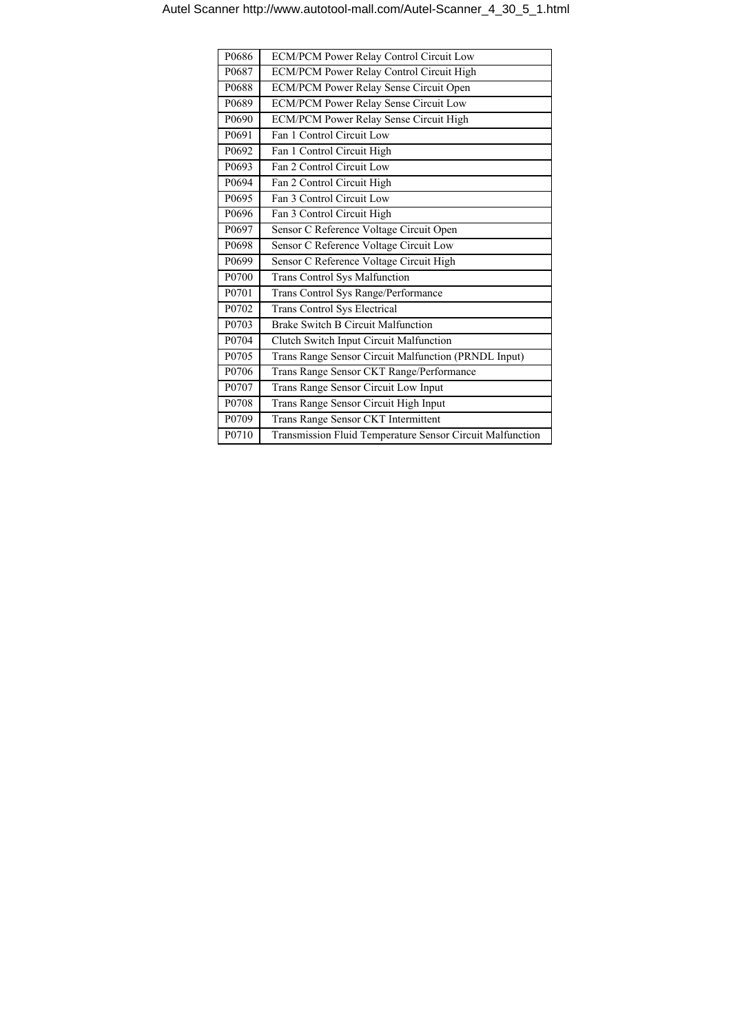| | |
|---|---|
| P0686 | ECM/PCM Power Relay Control Circuit Low |
| P0687 | ECM/PCM Power Relay Control Circuit High |
| P0688 | ECM/PCM Power Relay Sense Circuit Open |
| P0689 | ECM/PCM Power Relay Sense Circuit Low |
| P0690 | ECM/PCM Power Relay Sense Circuit High |
| P0691 | Fan 1 Control Circuit Low |
| P0692 | Fan 1 Control Circuit High |
| P0693 | Fan 2 Control Circuit Low |
| P0694 | Fan 2 Control Circuit High |
| P0695 | Fan 3 Control Circuit Low |
| P0696 | Fan 3 Control Circuit High |
| P0697 | Sensor C Reference Voltage Circuit Open |
| P0698 | Sensor C Reference Voltage Circuit Low |
| P0699 | Sensor C Reference Voltage Circuit High |
| P0700 | Trans Control Sys Malfunction |
| P0701 | Trans Control Sys Range/Performance |
| P0702 | Trans Control Sys Electrical |
| P0703 | Brake Switch B Circuit Malfunction |
| P0704 | Clutch Switch Input Circuit Malfunction |
| P0705 | Trans Range Sensor Circuit Malfunction (PRNDL Input) |
| P0706 | Trans Range Sensor CKT Range/Performance |
| P0707 | Trans Range Sensor Circuit Low Input |
| P0708 | Trans Range Sensor Circuit High Input |
| P0709 | Trans Range Sensor CKT Intermittent |
| P0710 | Transmission Fluid Temperature Sensor Circuit Malfunction |